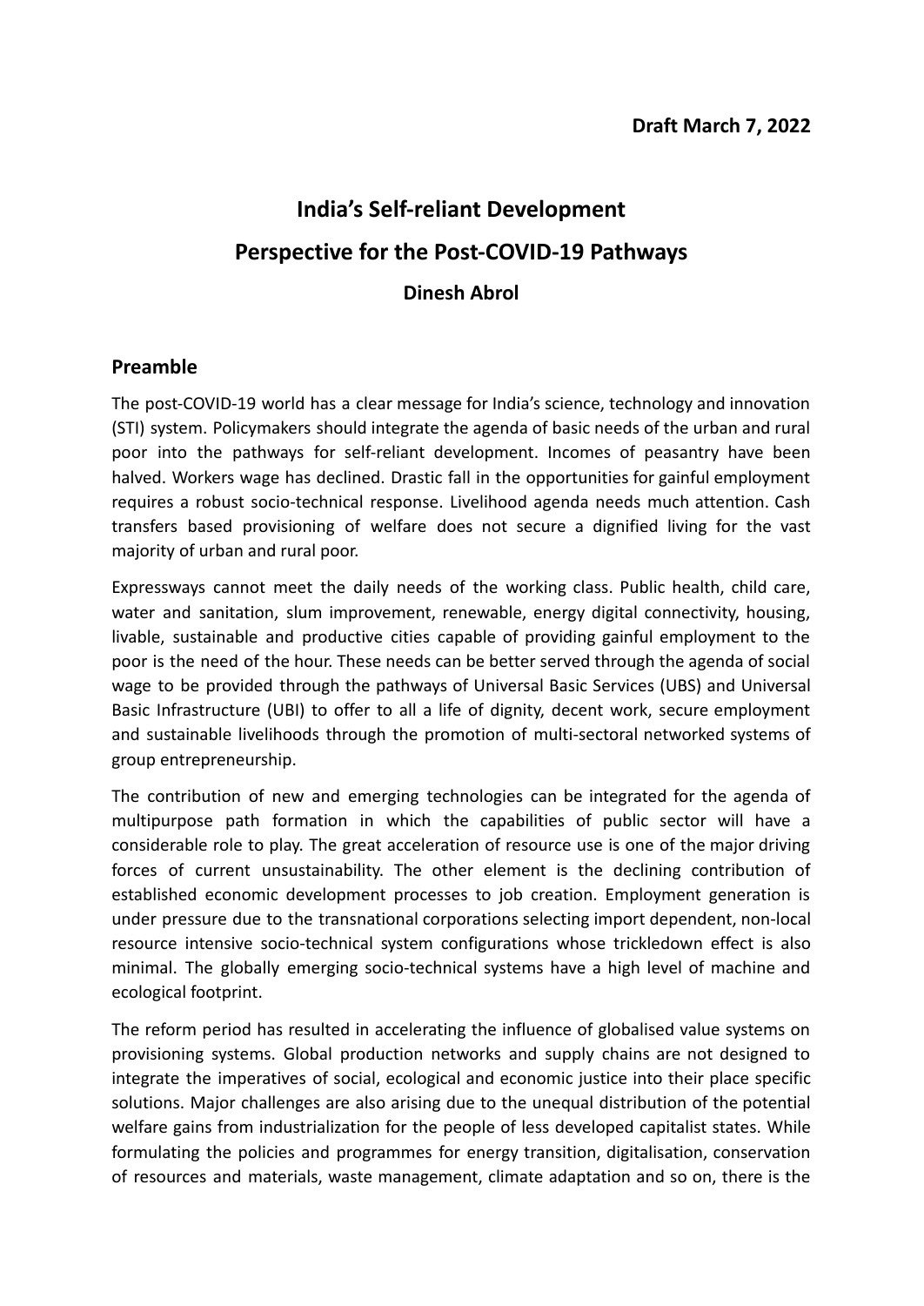**Draft March 7, 2022**

# India's Self-reliant Development

# Perspective for the Post-COVID-19 Pathways

**Dinesh Abrol**

## Preamble

The post-COVID-19 world has a clear message for India's science, technology and innovation (STI) system. Policymakers should integrate the agenda of basic needs of the urban and rural poor into the pathways for self-reliant development. Incomes of peasantry have been halved. Workers wage has declined. Drastic fall in the opportunities for gainful employment requires a robust socio-technical response. Livelihood agenda needs much attention. Cash transfers based provisioning of welfare does not secure a dignified living for the vast majority of urban and rural poor.

Expressways cannot meet the daily needs of the working class. Public health, child care, water and sanitation, slum improvement, renewable, energy digital connectivity, housing, livable, sustainable and productive cities capable of providing gainful employment to the poor is the need of the hour. These needs can be better served through the agenda of social wage to be provided through the pathways of Universal Basic Services (UBS) and Universal Basic Infrastructure (UBI) to offer to all a life of dignity, decent work, secure employment and sustainable livelihoods through the promotion of multi-sectoral networked systems of group entrepreneurship.

The contribution of new and emerging technologies can be integrated for the agenda of multipurpose path formation in which the capabilities of public sector will have a considerable role to play. The great acceleration of resource use is one of the major driving forces of current unsustainability. The other element is the declining contribution of established economic development processes to job creation. Employment generation is under pressure due to the transnational corporations selecting import dependent, non-local resource intensive socio-technical system configurations whose trickledown effect is also minimal. The globally emerging socio-technical systems have a high level of machine and ecological footprint.

The reform period has resulted in accelerating the influence of globalised value systems on provisioning systems. Global production networks and supply chains are not designed to integrate the imperatives of social, ecological and economic justice into their place specific solutions. Major challenges are also arising due to the unequal distribution of the potential welfare gains from industrialization for the people of less developed capitalist states. While formulating the policies and programmes for energy transition, digitalisation, conservation of resources and materials, waste management, climate adaptation and so on, there is the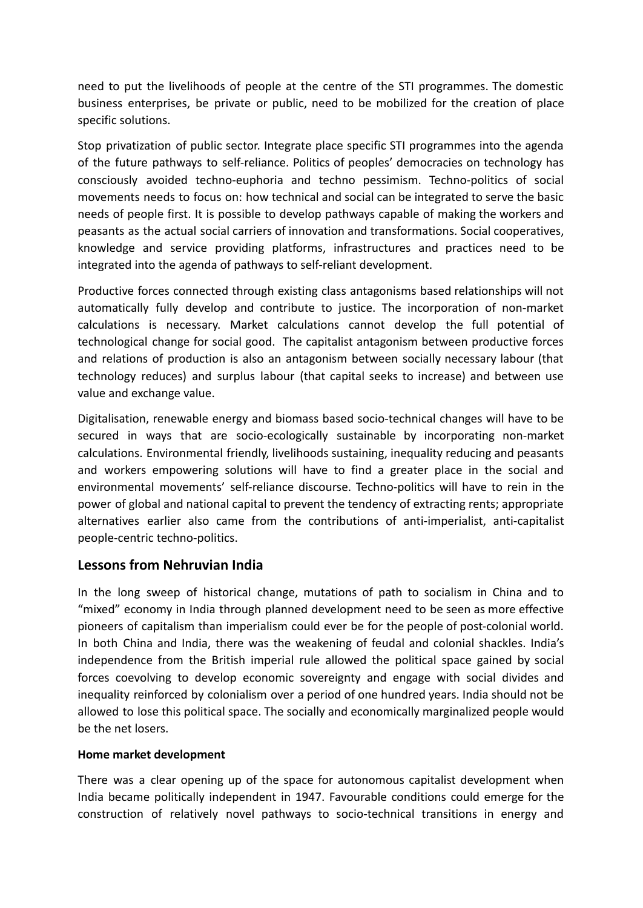need to put the livelihoods of people at the centre of the STI programmes. The domestic business enterprises, be private or public, need to be mobilized for the creation of place specific solutions.

Stop privatization of public sector. Integrate place specific STI programmes into the agenda of the future pathways to self-reliance. Politics of peoples' democracies on technology has consciously avoided techno-euphoria and techno pessimism. Techno-politics of social movements needs to focus on: how technical and social can be integrated to serve the basic needs of people first. It is possible to develop pathways capable of making the workers and peasants as the actual social carriers of innovation and transformations. Social cooperatives, knowledge and service providing platforms, infrastructures and practices need to be integrated into the agenda of pathways to self-reliant development.

Productive forces connected through existing class antagonisms based relationships will not automatically fully develop and contribute to justice. The incorporation of non-market calculations is necessary. Market calculations cannot develop the full potential of technological change for social good. The capitalist antagonism between productive forces and relations of production is also an antagonism between socially necessary labour (that technology reduces) and surplus labour (that capital seeks to increase) and between use value and exchange value.

Digitalisation, renewable energy and biomass based socio-technical changes will have to be secured in ways that are socio-ecologically sustainable by incorporating non-market calculations. Environmental friendly, livelihoods sustaining, inequality reducing and peasants and workers empowering solutions will have to find a greater place in the social and environmental movements' self-reliance discourse. Techno-politics will have to rein in the power of global and national capital to prevent the tendency of extracting rents; appropriate alternatives earlier also came from the contributions of anti-imperialist, anti-capitalist people-centric techno-politics.

## Lessons from Nehruvian India

In the long sweep of historical change, mutations of path to socialism in China and to "mixed" economy in India through planned development need to be seen as more effective pioneers of capitalism than imperialism could ever be for the people of post-colonial world. In both China and India, there was the weakening of feudal and colonial shackles. India's independence from the British imperial rule allowed the political space gained by social forces coevolving to develop economic sovereignty and engage with social divides and inequality reinforced by colonialism over a period of one hundred years. India should not be allowed to lose this political space. The socially and economically marginalized people would be the net losers.

#### Home market development

There was a clear opening up of the space for autonomous capitalist development when India became politically independent in 1947. Favourable conditions could emerge for the construction of relatively novel pathways to socio-technical transitions in energy and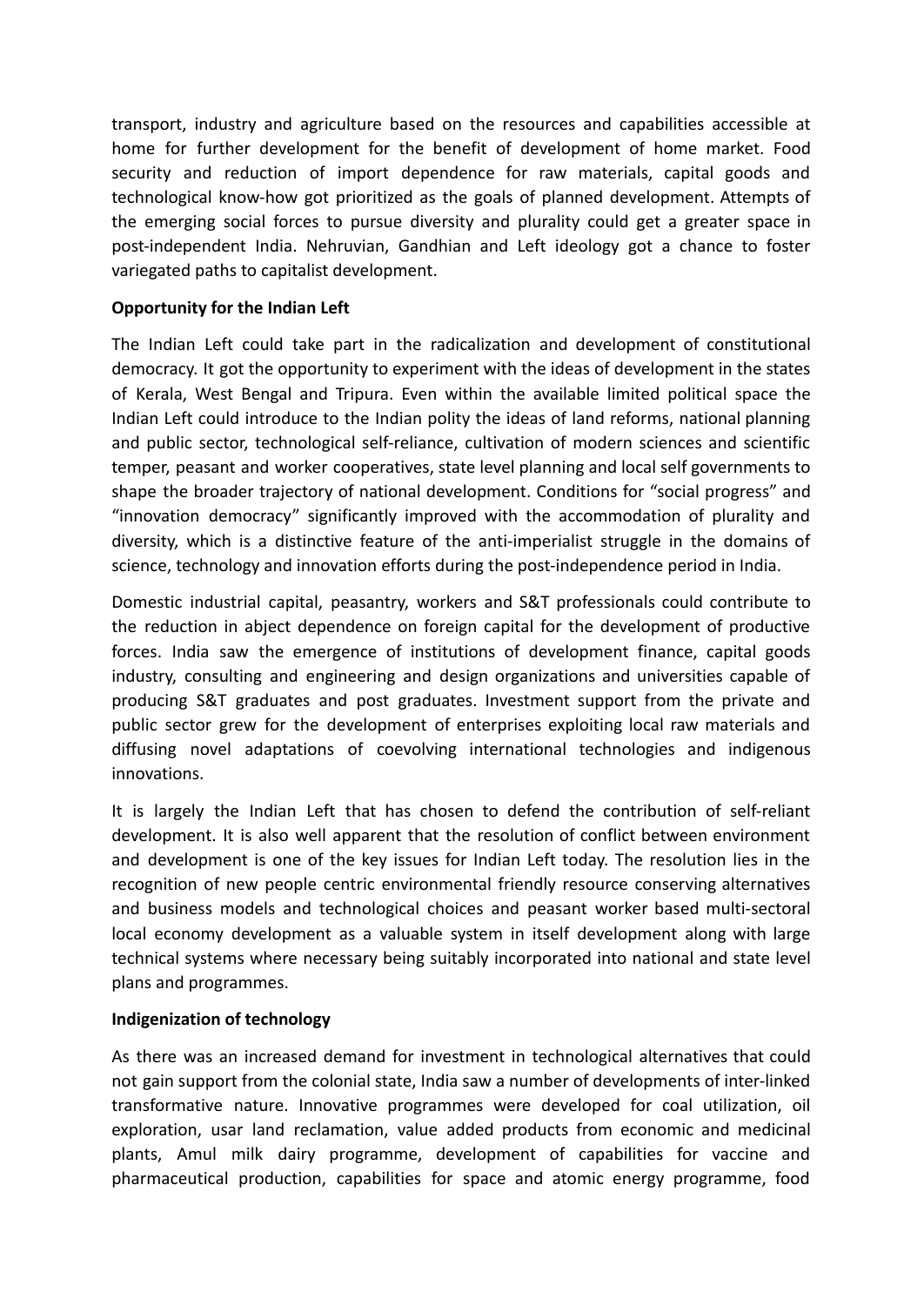transport, industry and agriculture based on the resources and capabilities accessible at home for further development for the benefit of development of home market. Food security and reduction of import dependence for raw materials, capital goods and technological know-how got prioritized as the goals of planned development. Attempts of the emerging social forces to pursue diversity and plurality could get a greater space in post-independent India. Nehruvian, Gandhian and Left ideology got a chance to foster variegated paths to capitalist development.

**Opportunity for the Indian Left**

The Indian Left could take part in the radicalization and development of constitutional democracy. It got the opportunity to experiment with the ideas of development in the states of Kerala, West Bengal and Tripura. Even within the available limited political space the Indian Left could introduce to the Indian polity the ideas of land reforms, national planning and public sector, technological self-reliance, cultivation of modern sciences and scientific temper, peasant and worker cooperatives, state level planning and local self governments to shape the broader trajectory of national development. Conditions for "social progress" and "innovation democracy" significantly improved with the accommodation of plurality and diversity, which is a distinctive feature of the anti-imperialist struggle in the domains of science, technology and innovation efforts during the post-independence period in India.

Domestic industrial capital, peasantry, workers and S&T professionals could contribute to the reduction in abject dependence on foreign capital for the development of productive forces. India saw the emergence of institutions of development finance, capital goods industry, consulting and engineering and design organizations and universities capable of producing S&T graduates and post graduates. Investment support from the private and public sector grew for the development of enterprises exploiting local raw materials and diffusing novel adaptations of coevolving international technologies and indigenous innovations.

It is largely the Indian Left that has chosen to defend the contribution of self-reliant development. It is also well apparent that the resolution of conflict between environment and development is one of the key issues for Indian Left today. The resolution lies in the recognition of new people centric environmental friendly resource conserving alternatives and business models and technological choices and peasant worker based multi-sectoral local economy development as a valuable system in itself development along with large technical systems where necessary being suitably incorporated into national and state level plans and programmes.

**Indigenization of technology**

As there was an increased demand for investment in technological alternatives that could not gain support from the colonial state, India saw a number of developments of inter-linked transformative nature. Innovative programmes were developed for coal utilization, oil exploration, usar land reclamation, value added products from economic and medicinal plants, Amul milk dairy programme, development of capabilities for vaccine and pharmaceutical production, capabilities for space and atomic energy programme, food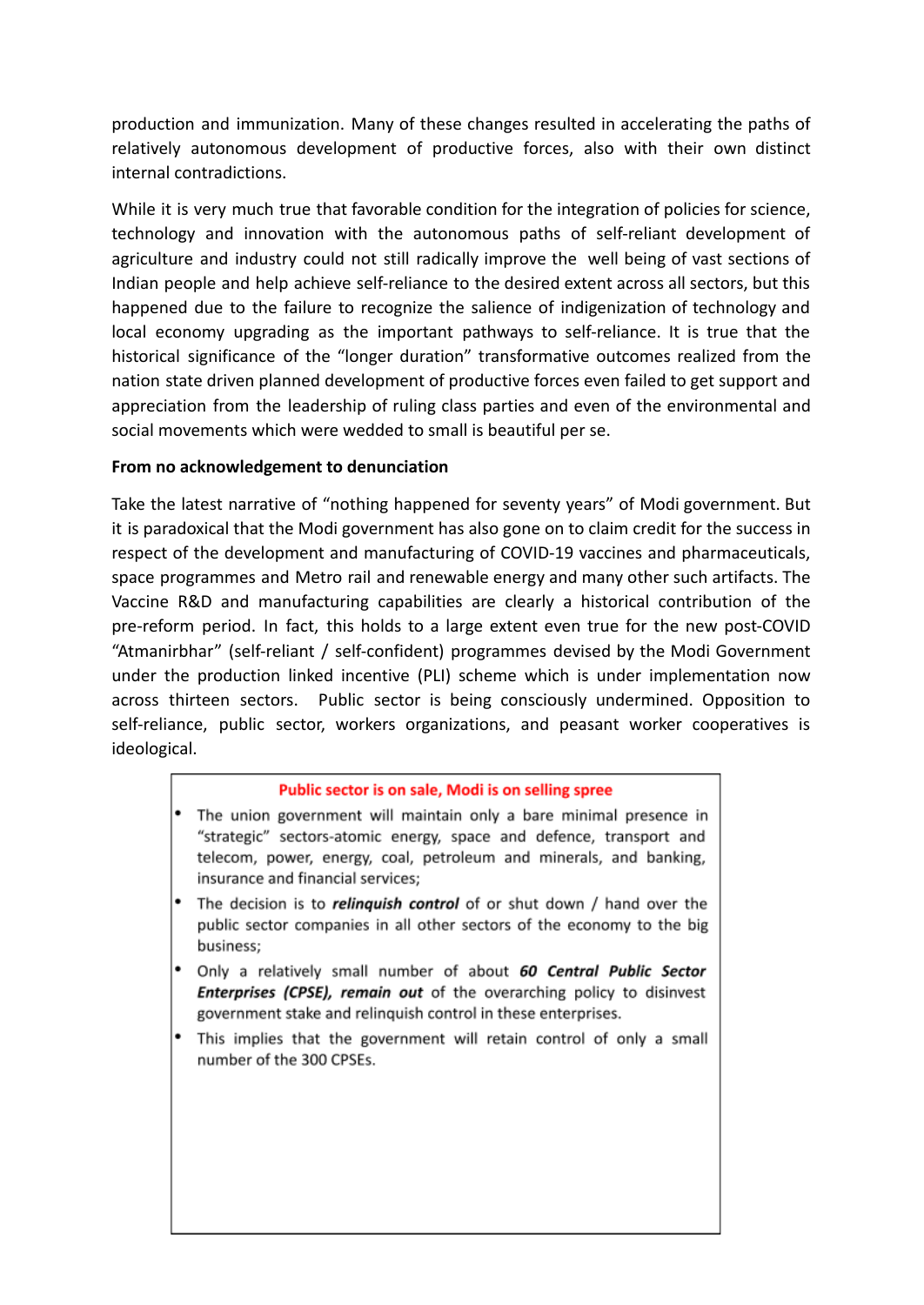production and immunization. Many of these changes resulted in accelerating the paths of relatively autonomous development of productive forces, also with their own distinct internal contradictions.

While it is very much true that favorable condition for the integration of policies for science, technology and innovation with the autonomous paths of self-reliant development of agriculture and industry could not still radically improve the well being of vast sections of Indian people and help achieve self-reliance to the desired extent across all sectors, but this happened due to the failure to recognize the salience of indigenization of technology and local economy upgrading as the important pathways to self-reliance. It is true that the historical significance of the "longer duration" transformative outcomes realized from the nation state driven planned development of productive forces even failed to get support and appreciation from the leadership of ruling class parties and even of the environmental and social movements which were wedded to small is beautiful per se.

**From no acknowledgement to denunciation**

Take the latest narrative of "nothing happened for seventy years" of Modi government. But it is paradoxical that the Modi government has also gone on to claim credit for the success in respect of the development and manufacturing of COVID-19 vaccines and pharmaceuticals, space programmes and Metro rail and renewable energy and many other such artifacts. The Vaccine R&D and manufacturing capabilities are clearly a historical contribution of the pre-reform period. In fact, this holds to a large extent even true for the new post-COVID "Atmanirbhar" (self-reliant / self-confident) programmes devised by the Modi Government under the production linked incentive (PLI) scheme which is under implementation now across thirteen sectors. Public sector is being consciously undermined. Opposition to self-reliance, public sector, workers organizations, and peasant worker cooperatives is ideological.

**Public sector is on sale, Modi is on selling spree**

- The union government will maintain only a bare minimal presence in "strategic" sectors-atomic energy, space and defence, transport and telecom, power, energy, coal, petroleum and minerals, and banking, insurance and financial services;
- The decision is to ***relinquish control*** of or shut down / hand over the public sector companies in all other sectors of the economy to the big business;
- Only a relatively small number of about ***60 Central Public Sector Enterprises (CPSE), remain out*** of the overarching policy to disinvest government stake and relinquish control in these enterprises.
- This implies that the government will retain control of only a small number of the 300 CPSEs.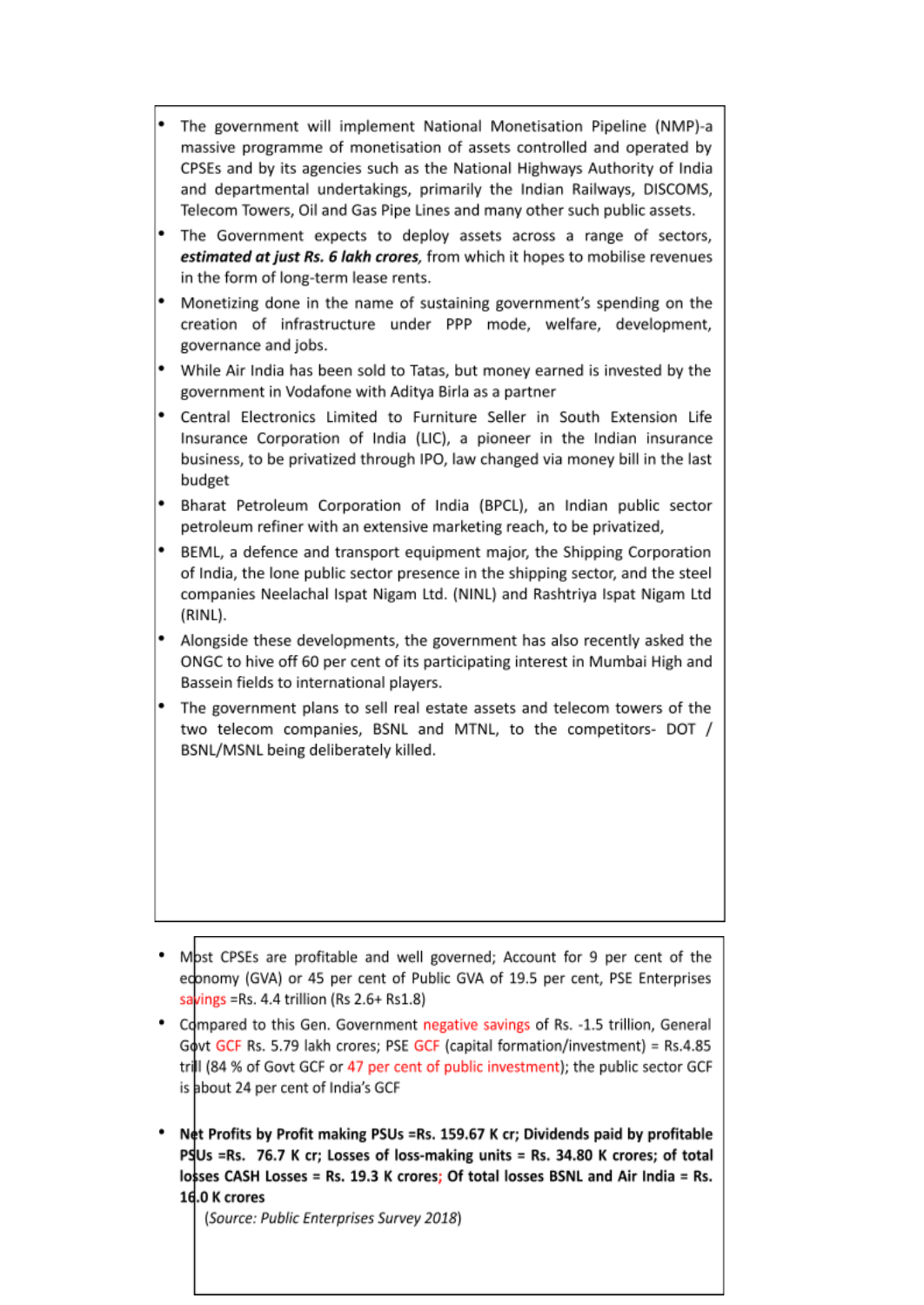- The government will implement National Monetisation Pipeline (NMP)-a massive programme of monetisation of assets controlled and operated by CPSEs and by its agencies such as the National Highways Authority of India and departmental undertakings, primarily the Indian Railways, DISCOMS, Telecom Towers, Oil and Gas Pipe Lines and many other such public assets.
- The Government expects to deploy assets across a range of sectors, ***estimated at just Rs. 6 lakh crores***, from which it hopes to mobilise revenues in the form of long-term lease rents.
- Monetizing done in the name of sustaining government's spending on the creation of infrastructure under PPP mode, welfare, development, governance and jobs.
- While Air India has been sold to Tatas, but money earned is invested by the government in Vodafone with Aditya Birla as a partner
- Central Electronics Limited to Furniture Seller in South Extension Life Insurance Corporation of India (LIC), a pioneer in the Indian insurance business, to be privatized through IPO, law changed via money bill in the last budget
- Bharat Petroleum Corporation of India (BPCL), an Indian public sector petroleum refiner with an extensive marketing reach, to be privatized,
- BEML, a defence and transport equipment major, the Shipping Corporation of India, the lone public sector presence in the shipping sector, and the steel companies Neelachal Ispat Nigam Ltd. (NINL) and Rashtriya Ispat Nigam Ltd (RINL).
- Alongside these developments, the government has also recently asked the ONGC to hive off 60 per cent of its participating interest in Mumbai High and Bassein fields to international players.
- The government plans to sell real estate assets and telecom towers of the two telecom companies, BSNL and MTNL, to the competitors- DOT / BSNL/MSNL being deliberately killed.

- Most CPSEs are profitable and well governed; Account for 9 per cent of the economy (GVA) or 45 per cent of Public GVA of 19.5 per cent, PSE Enterprises savings =Rs. 4.4 trillion (Rs 2.6+ Rs1.8)
- Compared to this Gen. Government negative savings of Rs. -1.5 trillion, General Govt GCF Rs. 5.79 lakh crores; PSE GCF (capital formation/investment) = Rs.4.85 trill (84 % of Govt GCF or 47 per cent of public investment); the public sector GCF is about 24 per cent of India's GCF
- **Net Profits by Profit making PSUs =Rs. 159.67 K cr; Dividends paid by profitable PSUs =Rs. 76.7 K cr; Losses of loss-making units = Rs. 34.80 K crores; of total losses CASH Losses = Rs. 19.3 K crores; Of total losses BSNL and Air India = Rs. 16.0 K crores**

  (*Source: Public Enterprises Survey 2018*)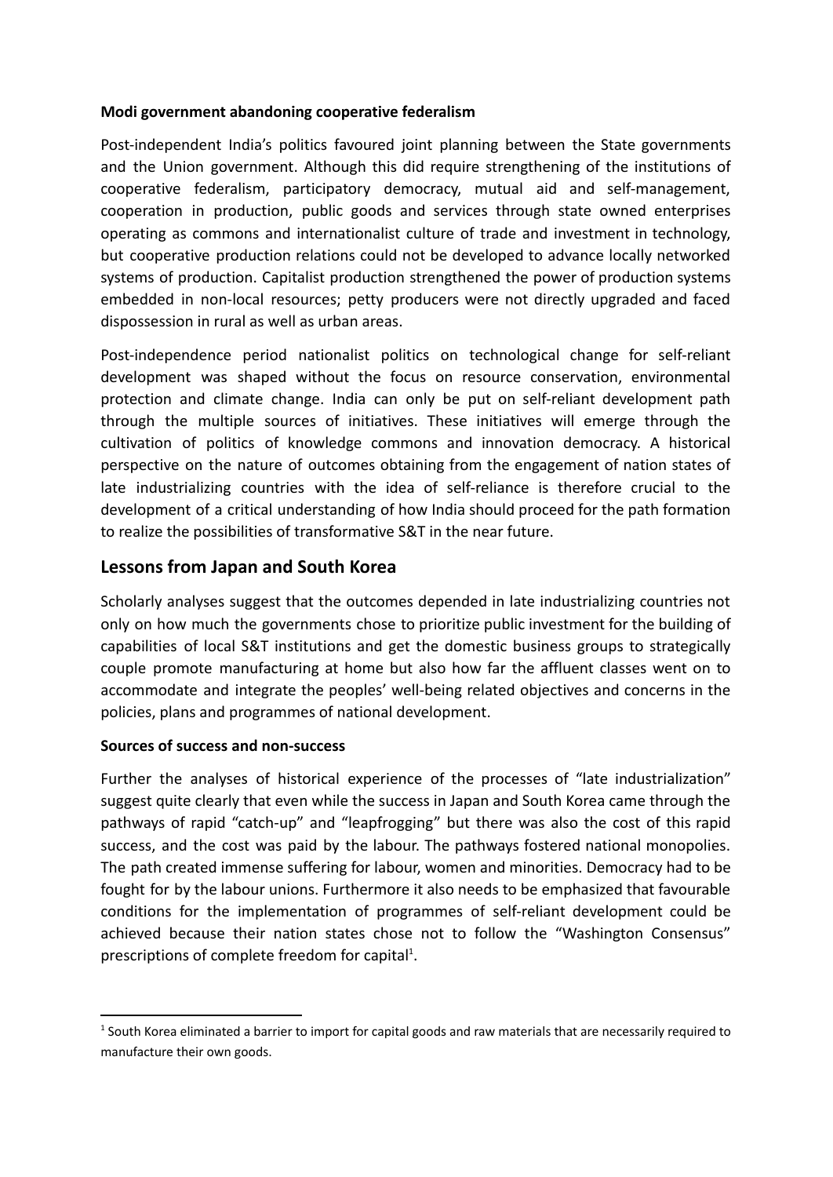**Modi government abandoning cooperative federalism**

Post-independent India's politics favoured joint planning between the State governments and the Union government. Although this did require strengthening of the institutions of cooperative federalism, participatory democracy, mutual aid and self-management, cooperation in production, public goods and services through state owned enterprises operating as commons and internationalist culture of trade and investment in technology, but cooperative production relations could not be developed to advance locally networked systems of production. Capitalist production strengthened the power of production systems embedded in non-local resources; petty producers were not directly upgraded and faced dispossession in rural as well as urban areas.

Post-independence period nationalist politics on technological change for self-reliant development was shaped without the focus on resource conservation, environmental protection and climate change. India can only be put on self-reliant development path through the multiple sources of initiatives. These initiatives will emerge through the cultivation of politics of knowledge commons and innovation democracy. A historical perspective on the nature of outcomes obtaining from the engagement of nation states of late industrializing countries with the idea of self-reliance is therefore crucial to the development of a critical understanding of how India should proceed for the path formation to realize the possibilities of transformative S&T in the near future.

## Lessons from Japan and South Korea

Scholarly analyses suggest that the outcomes depended in late industrializing countries not only on how much the governments chose to prioritize public investment for the building of capabilities of local S&T institutions and get the domestic business groups to strategically couple promote manufacturing at home but also how far the affluent classes went on to accommodate and integrate the peoples' well-being related objectives and concerns in the policies, plans and programmes of national development.

**Sources of success and non-success**

Further the analyses of historical experience of the processes of "late industrialization" suggest quite clearly that even while the success in Japan and South Korea came through the pathways of rapid "catch-up" and "leapfrogging" but there was also the cost of this rapid success, and the cost was paid by the labour. The pathways fostered national monopolies. The path created immense suffering for labour, women and minorities. Democracy had to be fought for by the labour unions. Furthermore it also needs to be emphasized that favourable conditions for the implementation of programmes of self-reliant development could be achieved because their nation states chose not to follow the "Washington Consensus" prescriptions of complete freedom for capital[1].

---

[1] South Korea eliminated a barrier to import for capital goods and raw materials that are necessarily required to manufacture their own goods.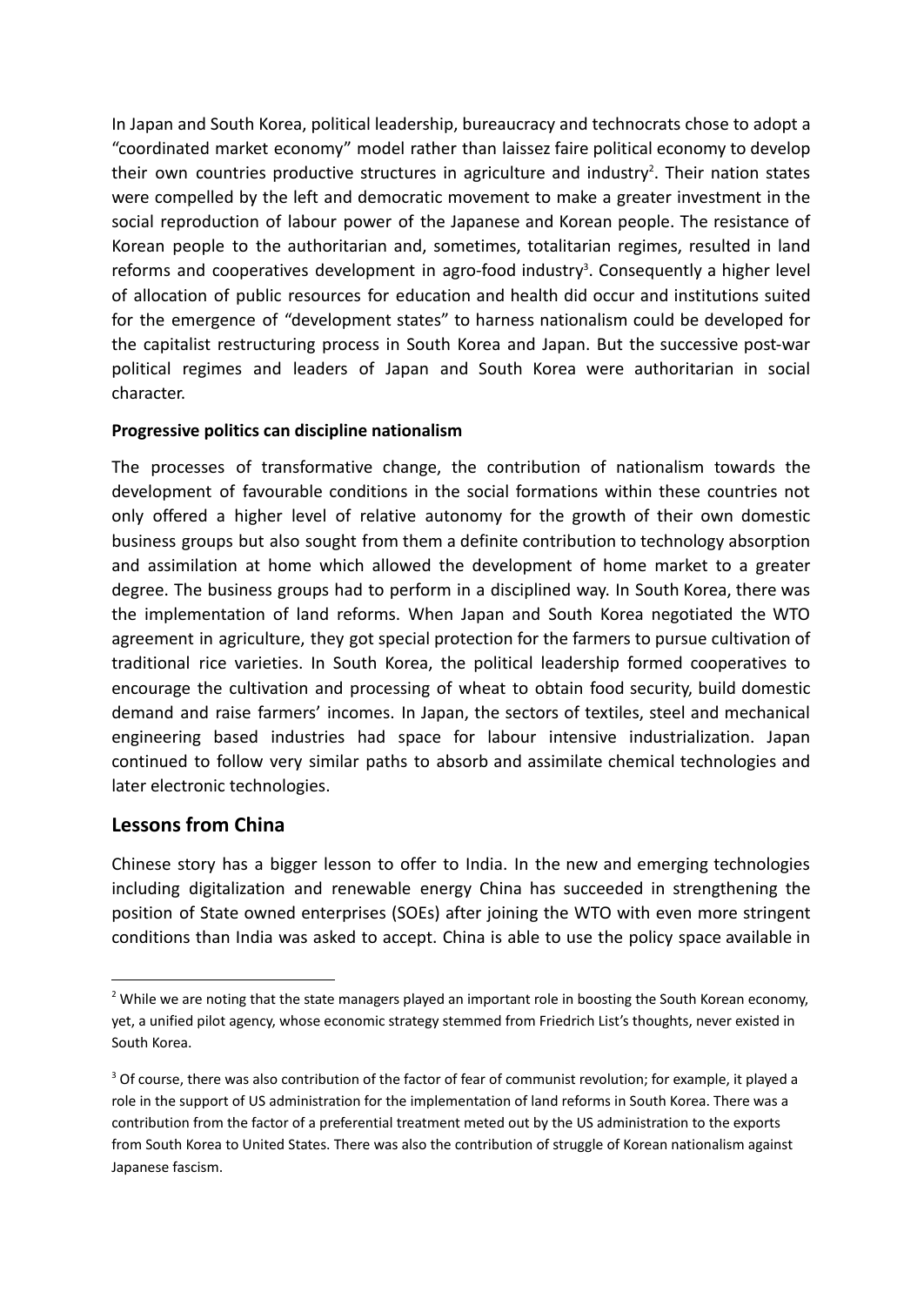In Japan and South Korea, political leadership, bureaucracy and technocrats chose to adopt a "coordinated market economy" model rather than laissez faire political economy to develop their own countries productive structures in agriculture and industry[2]. Their nation states were compelled by the left and democratic movement to make a greater investment in the social reproduction of labour power of the Japanese and Korean people. The resistance of Korean people to the authoritarian and, sometimes, totalitarian regimes, resulted in land reforms and cooperatives development in agro-food industry[3]. Consequently a higher level of allocation of public resources for education and health did occur and institutions suited for the emergence of "development states" to harness nationalism could be developed for the capitalist restructuring process in South Korea and Japan. But the successive post-war political regimes and leaders of Japan and South Korea were authoritarian in social character.

**Progressive politics can discipline nationalism**

The processes of transformative change, the contribution of nationalism towards the development of favourable conditions in the social formations within these countries not only offered a higher level of relative autonomy for the growth of their own domestic business groups but also sought from them a definite contribution to technology absorption and assimilation at home which allowed the development of home market to a greater degree. The business groups had to perform in a disciplined way. In South Korea, there was the implementation of land reforms. When Japan and South Korea negotiated the WTO agreement in agriculture, they got special protection for the farmers to pursue cultivation of traditional rice varieties. In South Korea, the political leadership formed cooperatives to encourage the cultivation and processing of wheat to obtain food security, build domestic demand and raise farmers' incomes. In Japan, the sectors of textiles, steel and mechanical engineering based industries had space for labour intensive industrialization. Japan continued to follow very similar paths to absorb and assimilate chemical technologies and later electronic technologies.

## Lessons from China

Chinese story has a bigger lesson to offer to India. In the new and emerging technologies including digitalization and renewable energy China has succeeded in strengthening the position of State owned enterprises (SOEs) after joining the WTO with even more stringent conditions than India was asked to accept. China is able to use the policy space available in

---

[2] While we are noting that the state managers played an important role in boosting the South Korean economy, yet, a unified pilot agency, whose economic strategy stemmed from Friedrich List's thoughts, never existed in South Korea.

[3] Of course, there was also contribution of the factor of fear of communist revolution; for example, it played a role in the support of US administration for the implementation of land reforms in South Korea. There was a contribution from the factor of a preferential treatment meted out by the US administration to the exports from South Korea to United States. There was also the contribution of struggle of Korean nationalism against Japanese fascism.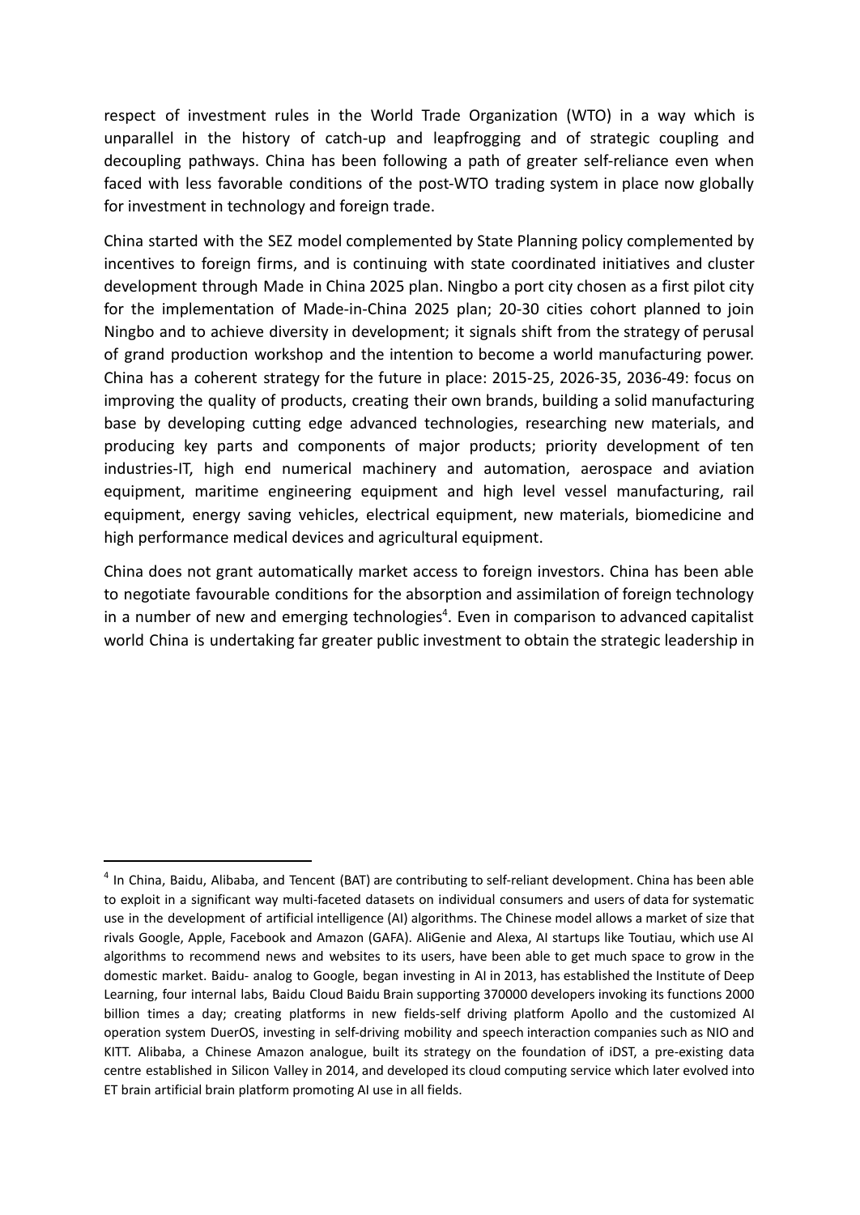respect of investment rules in the World Trade Organization (WTO) in a way which is unparallel in the history of catch-up and leapfrogging and of strategic coupling and decoupling pathways. China has been following a path of greater self-reliance even when faced with less favorable conditions of the post-WTO trading system in place now globally for investment in technology and foreign trade.

China started with the SEZ model complemented by State Planning policy complemented by incentives to foreign firms, and is continuing with state coordinated initiatives and cluster development through Made in China 2025 plan. Ningbo a port city chosen as a first pilot city for the implementation of Made-in-China 2025 plan; 20-30 cities cohort planned to join Ningbo and to achieve diversity in development; it signals shift from the strategy of perusal of grand production workshop and the intention to become a world manufacturing power. China has a coherent strategy for the future in place: 2015-25, 2026-35, 2036-49: focus on improving the quality of products, creating their own brands, building a solid manufacturing base by developing cutting edge advanced technologies, researching new materials, and producing key parts and components of major products; priority development of ten industries-IT, high end numerical machinery and automation, aerospace and aviation equipment, maritime engineering equipment and high level vessel manufacturing, rail equipment, energy saving vehicles, electrical equipment, new materials, biomedicine and high performance medical devices and agricultural equipment.

China does not grant automatically market access to foreign investors. China has been able to negotiate favourable conditions for the absorption and assimilation of foreign technology in a number of new and emerging technologies[4]. Even in comparison to advanced capitalist world China is undertaking far greater public investment to obtain the strategic leadership in

---

[4] In China, Baidu, Alibaba, and Tencent (BAT) are contributing to self-reliant development. China has been able to exploit in a significant way multi-faceted datasets on individual consumers and users of data for systematic use in the development of artificial intelligence (AI) algorithms. The Chinese model allows a market of size that rivals Google, Apple, Facebook and Amazon (GAFA). AliGenie and Alexa, AI startups like Toutiau, which use AI algorithms to recommend news and websites to its users, have been able to get much space to grow in the domestic market. Baidu- analog to Google, began investing in AI in 2013, has established the Institute of Deep Learning, four internal labs, Baidu Cloud Baidu Brain supporting 370000 developers invoking its functions 2000 billion times a day; creating platforms in new fields-self driving platform Apollo and the customized AI operation system DuerOS, investing in self-driving mobility and speech interaction companies such as NIO and KITT. Alibaba, a Chinese Amazon analogue, built its strategy on the foundation of iDST, a pre-existing data centre established in Silicon Valley in 2014, and developed its cloud computing service which later evolved into ET brain artificial brain platform promoting AI use in all fields.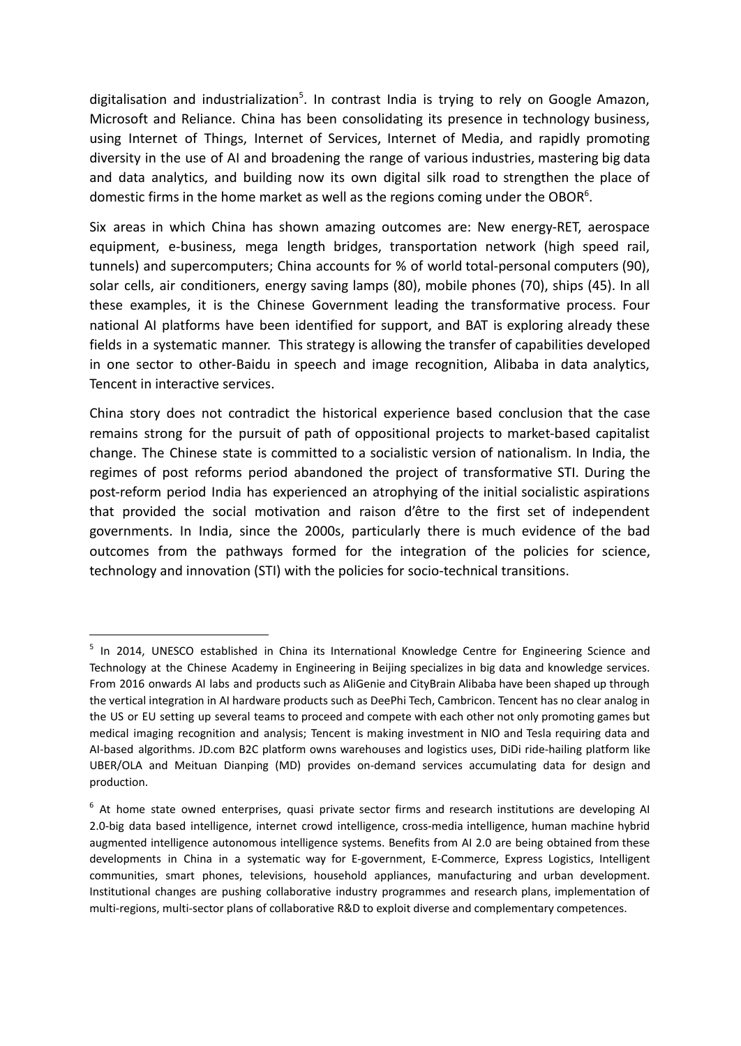digitalisation and industrialization[5]. In contrast India is trying to rely on Google Amazon, Microsoft and Reliance. China has been consolidating its presence in technology business, using Internet of Things, Internet of Services, Internet of Media, and rapidly promoting diversity in the use of AI and broadening the range of various industries, mastering big data and data analytics, and building now its own digital silk road to strengthen the place of domestic firms in the home market as well as the regions coming under the OBOR[6].

Six areas in which China has shown amazing outcomes are: New energy-RET, aerospace equipment, e-business, mega length bridges, transportation network (high speed rail, tunnels) and supercomputers; China accounts for % of world total-personal computers (90), solar cells, air conditioners, energy saving lamps (80), mobile phones (70), ships (45). In all these examples, it is the Chinese Government leading the transformative process. Four national AI platforms have been identified for support, and BAT is exploring already these fields in a systematic manner. This strategy is allowing the transfer of capabilities developed in one sector to other-Baidu in speech and image recognition, Alibaba in data analytics, Tencent in interactive services.

China story does not contradict the historical experience based conclusion that the case remains strong for the pursuit of path of oppositional projects to market-based capitalist change. The Chinese state is committed to a socialistic version of nationalism. In India, the regimes of post reforms period abandoned the project of transformative STI. During the post-reform period India has experienced an atrophying of the initial socialistic aspirations that provided the social motivation and raison d'être to the first set of independent governments. In India, since the 2000s, particularly there is much evidence of the bad outcomes from the pathways formed for the integration of the policies for science, technology and innovation (STI) with the policies for socio-technical transitions.

---

[5] In 2014, UNESCO established in China its International Knowledge Centre for Engineering Science and Technology at the Chinese Academy in Engineering in Beijing specializes in big data and knowledge services. From 2016 onwards AI labs and products such as AliGenie and CityBrain Alibaba have been shaped up through the vertical integration in AI hardware products such as DeePhi Tech, Cambricon. Tencent has no clear analog in the US or EU setting up several teams to proceed and compete with each other not only promoting games but medical imaging recognition and analysis; Tencent is making investment in NIO and Tesla requiring data and AI-based algorithms. JD.com B2C platform owns warehouses and logistics uses, DiDi ride-hailing platform like UBER/OLA and Meituan Dianping (MD) provides on-demand services accumulating data for design and production.

[6] At home state owned enterprises, quasi private sector firms and research institutions are developing AI 2.0-big data based intelligence, internet crowd intelligence, cross-media intelligence, human machine hybrid augmented intelligence autonomous intelligence systems. Benefits from AI 2.0 are being obtained from these developments in China in a systematic way for E-government, E-Commerce, Express Logistics, Intelligent communities, smart phones, televisions, household appliances, manufacturing and urban development. Institutional changes are pushing collaborative industry programmes and research plans, implementation of multi-regions, multi-sector plans of collaborative R&D to exploit diverse and complementary competences.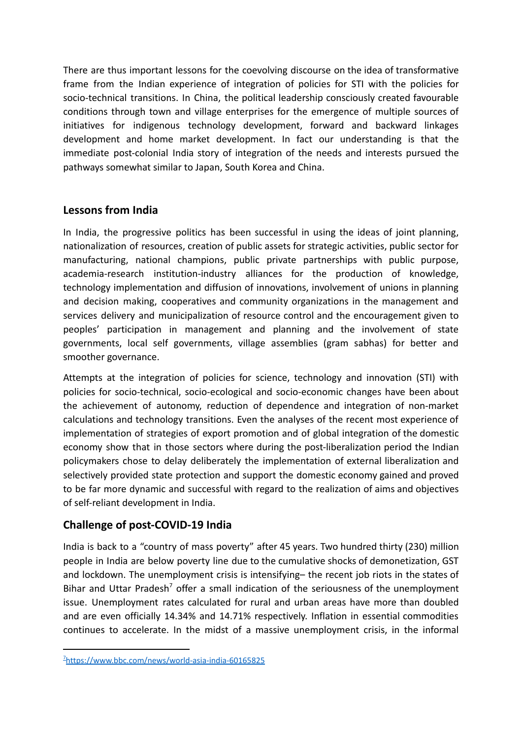There are thus important lessons for the coevolving discourse on the idea of transformative frame from the Indian experience of integration of policies for STI with the policies for socio-technical transitions. In China, the political leadership consciously created favourable conditions through town and village enterprises for the emergence of multiple sources of initiatives for indigenous technology development, forward and backward linkages development and home market development. In fact our understanding is that the immediate post-colonial India story of integration of the needs and interests pursued the pathways somewhat similar to Japan, South Korea and China.

## Lessons from India

In India, the progressive politics has been successful in using the ideas of joint planning, nationalization of resources, creation of public assets for strategic activities, public sector for manufacturing, national champions, public private partnerships with public purpose, academia-research institution-industry alliances for the production of knowledge, technology implementation and diffusion of innovations, involvement of unions in planning and decision making, cooperatives and community organizations in the management and services delivery and municipalization of resource control and the encouragement given to peoples' participation in management and planning and the involvement of state governments, local self governments, village assemblies (gram sabhas) for better and smoother governance.

Attempts at the integration of policies for science, technology and innovation (STI) with policies for socio-technical, socio-ecological and socio-economic changes have been about the achievement of autonomy, reduction of dependence and integration of non-market calculations and technology transitions. Even the analyses of the recent most experience of implementation of strategies of export promotion and of global integration of the domestic economy show that in those sectors where during the post-liberalization period the Indian policymakers chose to delay deliberately the implementation of external liberalization and selectively provided state protection and support the domestic economy gained and proved to be far more dynamic and successful with regard to the realization of aims and objectives of self-reliant development in India.

## Challenge of post-COVID-19 India

India is back to a "country of mass poverty" after 45 years. Two hundred thirty (230) million people in India are below poverty line due to the cumulative shocks of demonetization, GST and lockdown. The unemployment crisis is intensifying– the recent job riots in the states of Bihar and Uttar Pradesh[7] offer a small indication of the seriousness of the unemployment issue. Unemployment rates calculated for rural and urban areas have more than doubled and are even officially 14.34% and 14.71% respectively. Inflation in essential commodities continues to accelerate. In the midst of a massive unemployment crisis, in the informal

---

[7] https://www.bbc.com/news/world-asia-india-60165825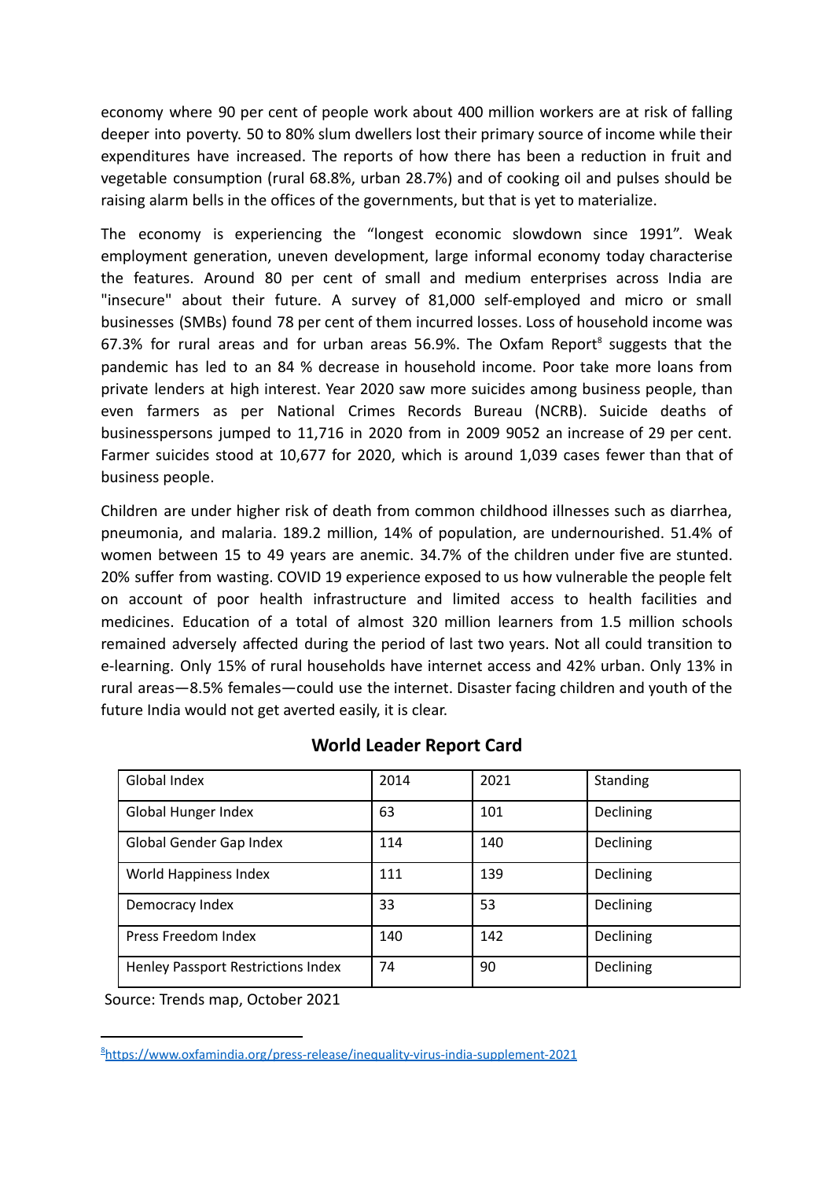economy where 90 per cent of people work about 400 million workers are at risk of falling deeper into poverty. 50 to 80% slum dwellers lost their primary source of income while their expenditures have increased. The reports of how there has been a reduction in fruit and vegetable consumption (rural 68.8%, urban 28.7%) and of cooking oil and pulses should be raising alarm bells in the offices of the governments, but that is yet to materialize.

The economy is experiencing the "longest economic slowdown since 1991". Weak employment generation, uneven development, large informal economy today characterise the features. Around 80 per cent of small and medium enterprises across India are "insecure" about their future. A survey of 81,000 self-employed and micro or small businesses (SMBs) found 78 per cent of them incurred losses. Loss of household income was 67.3% for rural areas and for urban areas 56.9%. The Oxfam Report[8] suggests that the pandemic has led to an 84 % decrease in household income. Poor take more loans from private lenders at high interest. Year 2020 saw more suicides among business people, than even farmers as per National Crimes Records Bureau (NCRB). Suicide deaths of businesspersons jumped to 11,716 in 2020 from in 2009 9052 an increase of 29 per cent. Farmer suicides stood at 10,677 for 2020, which is around 1,039 cases fewer than that of business people.

Children are under higher risk of death from common childhood illnesses such as diarrhea, pneumonia, and malaria. 189.2 million, 14% of population, are undernourished. 51.4% of women between 15 to 49 years are anemic. 34.7% of the children under five are stunted. 20% suffer from wasting. COVID 19 experience exposed to us how vulnerable the people felt on account of poor health infrastructure and limited access to health facilities and medicines. Education of a total of almost 320 million learners from 1.5 million schools remained adversely affected during the period of last two years. Not all could transition to e-learning. Only 15% of rural households have internet access and 42% urban. Only 13% in rural areas—8.5% females—could use the internet. Disaster facing children and youth of the future India would not get averted easily, it is clear.

**World Leader Report Card**

| Global Index | 2014 | 2021 | Standing |
|---|---|---|---|
| Global Hunger Index | 63 | 101 | Declining |
| Global Gender Gap Index | 114 | 140 | Declining |
| World Happiness Index | 111 | 139 | Declining |
| Democracy Index | 33 | 53 | Declining |
| Press Freedom Index | 140 | 142 | Declining |
| Henley Passport Restrictions Index | 74 | 90 | Declining |

Source: Trends map, October 2021

[8] https://www.oxfamindia.org/press-release/inequality-virus-india-supplement-2021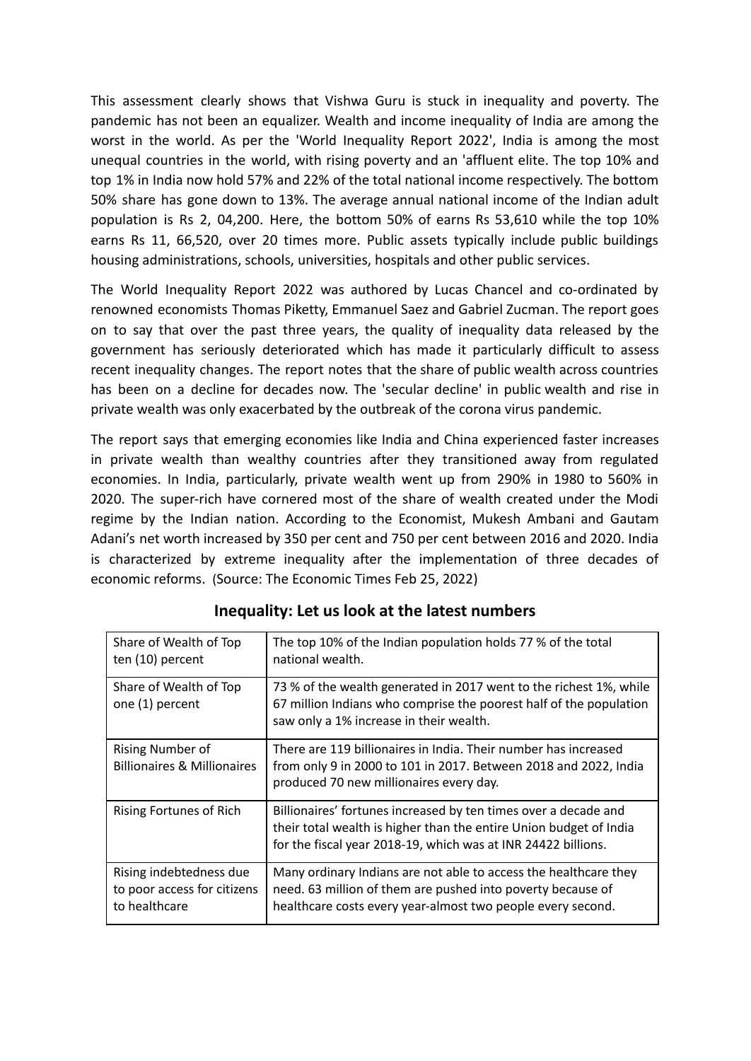This assessment clearly shows that Vishwa Guru is stuck in inequality and poverty. The pandemic has not been an equalizer. Wealth and income inequality of India are among the worst in the world. As per the 'World Inequality Report 2022', India is among the most unequal countries in the world, with rising poverty and an 'affluent elite. The top 10% and top 1% in India now hold 57% and 22% of the total national income respectively. The bottom 50% share has gone down to 13%. The average annual national income of the Indian adult population is Rs 2, 04,200. Here, the bottom 50% of earns Rs 53,610 while the top 10% earns Rs 11, 66,520, over 20 times more. Public assets typically include public buildings housing administrations, schools, universities, hospitals and other public services.

The World Inequality Report 2022 was authored by Lucas Chancel and co-ordinated by renowned economists Thomas Piketty, Emmanuel Saez and Gabriel Zucman. The report goes on to say that over the past three years, the quality of inequality data released by the government has seriously deteriorated which has made it particularly difficult to assess recent inequality changes. The report notes that the share of public wealth across countries has been on a decline for decades now. The 'secular decline' in public wealth and rise in private wealth was only exacerbated by the outbreak of the corona virus pandemic.

The report says that emerging economies like India and China experienced faster increases in private wealth than wealthy countries after they transitioned away from regulated economies. In India, particularly, private wealth went up from 290% in 1980 to 560% in 2020. The super-rich have cornered most of the share of wealth created under the Modi regime by the Indian nation. According to the Economist, Mukesh Ambani and Gautam Adani's net worth increased by 350 per cent and 750 per cent between 2016 and 2020. India is characterized by extreme inequality after the implementation of three decades of economic reforms. (Source: The Economic Times Feb 25, 2022)

## Inequality: Let us look at the latest numbers

| | |
|---|---|
| Share of Wealth of Top ten (10) percent | The top 10% of the Indian population holds 77 % of the total national wealth. |
| Share of Wealth of Top one (1) percent | 73 % of the wealth generated in 2017 went to the richest 1%, while 67 million Indians who comprise the poorest half of the population saw only a 1% increase in their wealth. |
| Rising Number of Billionaires & Millionaires | There are 119 billionaires in India. Their number has increased from only 9 in 2000 to 101 in 2017. Between 2018 and 2022, India produced 70 new millionaires every day. |
| Rising Fortunes of Rich | Billionaires' fortunes increased by ten times over a decade and their total wealth is higher than the entire Union budget of India for the fiscal year 2018-19, which was at INR 24422 billions. |
| Rising indebtedness due to poor access for citizens to healthcare | Many ordinary Indians are not able to access the healthcare they need. 63 million of them are pushed into poverty because of healthcare costs every year-almost two people every second. |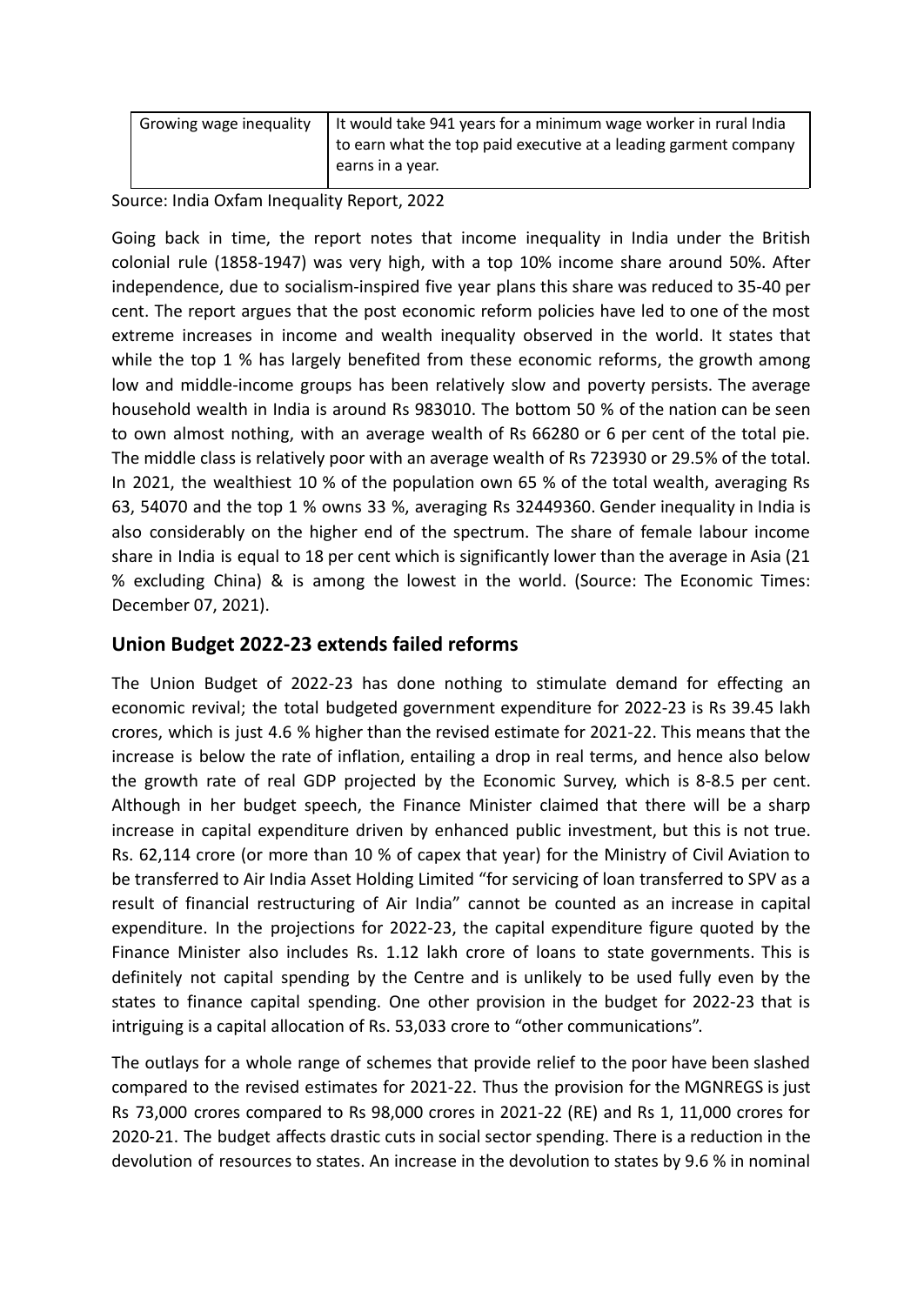| Growing wage inequality | It would take 941 years for a minimum wage worker in rural India to earn what the top paid executive at a leading garment company earns in a year. |
|---|---|

Source: India Oxfam Inequality Report, 2022

Going back in time, the report notes that income inequality in India under the British colonial rule (1858-1947) was very high, with a top 10% income share around 50%. After independence, due to socialism-inspired five year plans this share was reduced to 35-40 per cent. The report argues that the post economic reform policies have led to one of the most extreme increases in income and wealth inequality observed in the world. It states that while the top 1 % has largely benefited from these economic reforms, the growth among low and middle-income groups has been relatively slow and poverty persists. The average household wealth in India is around Rs 983010. The bottom 50 % of the nation can be seen to own almost nothing, with an average wealth of Rs 66280 or 6 per cent of the total pie. The middle class is relatively poor with an average wealth of Rs 723930 or 29.5% of the total. In 2021, the wealthiest 10 % of the population own 65 % of the total wealth, averaging Rs 63, 54070 and the top 1 % owns 33 %, averaging Rs 32449360. Gender inequality in India is also considerably on the higher end of the spectrum. The share of female labour income share in India is equal to 18 per cent which is significantly lower than the average in Asia (21 % excluding China) & is among the lowest in the world. (Source: The Economic Times: December 07, 2021).

## Union Budget 2022-23 extends failed reforms

The Union Budget of 2022-23 has done nothing to stimulate demand for effecting an economic revival; the total budgeted government expenditure for 2022-23 is Rs 39.45 lakh crores, which is just 4.6 % higher than the revised estimate for 2021-22. This means that the increase is below the rate of inflation, entailing a drop in real terms, and hence also below the growth rate of real GDP projected by the Economic Survey, which is 8-8.5 per cent. Although in her budget speech, the Finance Minister claimed that there will be a sharp increase in capital expenditure driven by enhanced public investment, but this is not true. Rs. 62,114 crore (or more than 10 % of capex that year) for the Ministry of Civil Aviation to be transferred to Air India Asset Holding Limited "for servicing of loan transferred to SPV as a result of financial restructuring of Air India" cannot be counted as an increase in capital expenditure. In the projections for 2022-23, the capital expenditure figure quoted by the Finance Minister also includes Rs. 1.12 lakh crore of loans to state governments. This is definitely not capital spending by the Centre and is unlikely to be used fully even by the states to finance capital spending. One other provision in the budget for 2022-23 that is intriguing is a capital allocation of Rs. 53,033 crore to "other communications".

The outlays for a whole range of schemes that provide relief to the poor have been slashed compared to the revised estimates for 2021-22. Thus the provision for the MGNREGS is just Rs 73,000 crores compared to Rs 98,000 crores in 2021-22 (RE) and Rs 1, 11,000 crores for 2020-21. The budget affects drastic cuts in social sector spending. There is a reduction in the devolution of resources to states. An increase in the devolution to states by 9.6 % in nominal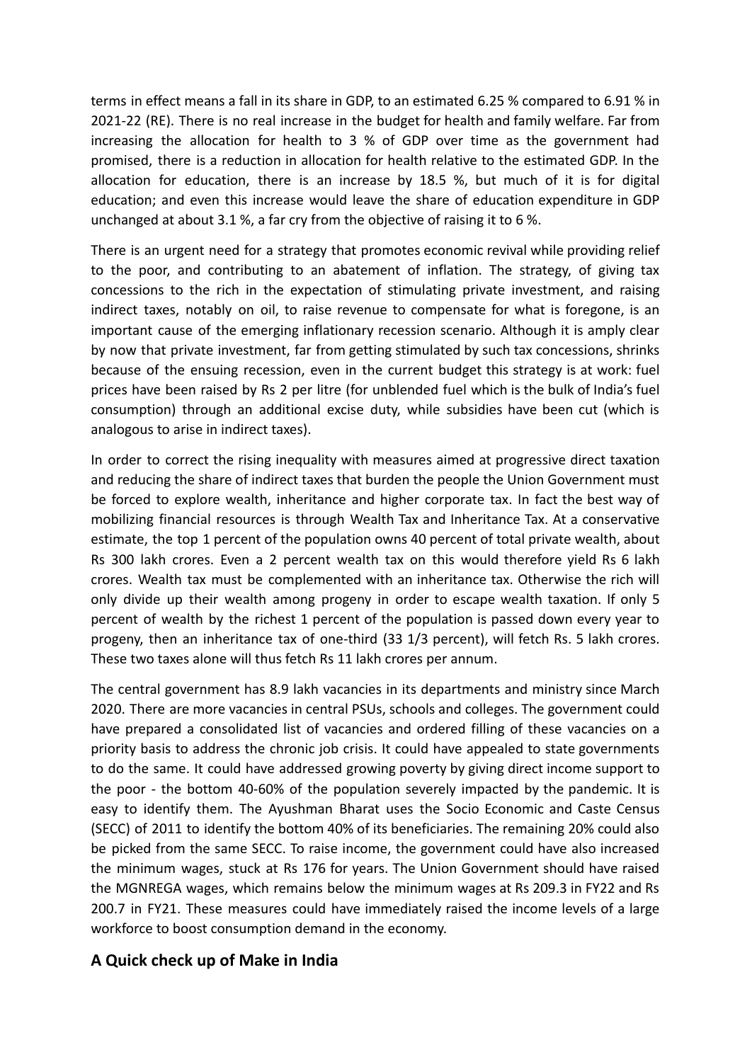terms in effect means a fall in its share in GDP, to an estimated 6.25 % compared to 6.91 % in 2021-22 (RE). There is no real increase in the budget for health and family welfare. Far from increasing the allocation for health to 3 % of GDP over time as the government had promised, there is a reduction in allocation for health relative to the estimated GDP. In the allocation for education, there is an increase by 18.5 %, but much of it is for digital education; and even this increase would leave the share of education expenditure in GDP unchanged at about 3.1 %, a far cry from the objective of raising it to 6 %.

There is an urgent need for a strategy that promotes economic revival while providing relief to the poor, and contributing to an abatement of inflation. The strategy, of giving tax concessions to the rich in the expectation of stimulating private investment, and raising indirect taxes, notably on oil, to raise revenue to compensate for what is foregone, is an important cause of the emerging inflationary recession scenario. Although it is amply clear by now that private investment, far from getting stimulated by such tax concessions, shrinks because of the ensuing recession, even in the current budget this strategy is at work: fuel prices have been raised by Rs 2 per litre (for unblended fuel which is the bulk of India's fuel consumption) through an additional excise duty, while subsidies have been cut (which is analogous to arise in indirect taxes).

In order to correct the rising inequality with measures aimed at progressive direct taxation and reducing the share of indirect taxes that burden the people the Union Government must be forced to explore wealth, inheritance and higher corporate tax. In fact the best way of mobilizing financial resources is through Wealth Tax and Inheritance Tax. At a conservative estimate, the top 1 percent of the population owns 40 percent of total private wealth, about Rs 300 lakh crores. Even a 2 percent wealth tax on this would therefore yield Rs 6 lakh crores. Wealth tax must be complemented with an inheritance tax. Otherwise the rich will only divide up their wealth among progeny in order to escape wealth taxation. If only 5 percent of wealth by the richest 1 percent of the population is passed down every year to progeny, then an inheritance tax of one-third (33 1/3 percent), will fetch Rs. 5 lakh crores. These two taxes alone will thus fetch Rs 11 lakh crores per annum.

The central government has 8.9 lakh vacancies in its departments and ministry since March 2020. There are more vacancies in central PSUs, schools and colleges. The government could have prepared a consolidated list of vacancies and ordered filling of these vacancies on a priority basis to address the chronic job crisis. It could have appealed to state governments to do the same. It could have addressed growing poverty by giving direct income support to the poor - the bottom 40-60% of the population severely impacted by the pandemic. It is easy to identify them. The Ayushman Bharat uses the Socio Economic and Caste Census (SECC) of 2011 to identify the bottom 40% of its beneficiaries. The remaining 20% could also be picked from the same SECC. To raise income, the government could have also increased the minimum wages, stuck at Rs 176 for years. The Union Government should have raised the MGNREGA wages, which remains below the minimum wages at Rs 209.3 in FY22 and Rs 200.7 in FY21. These measures could have immediately raised the income levels of a large workforce to boost consumption demand in the economy.

## A Quick check up of Make in India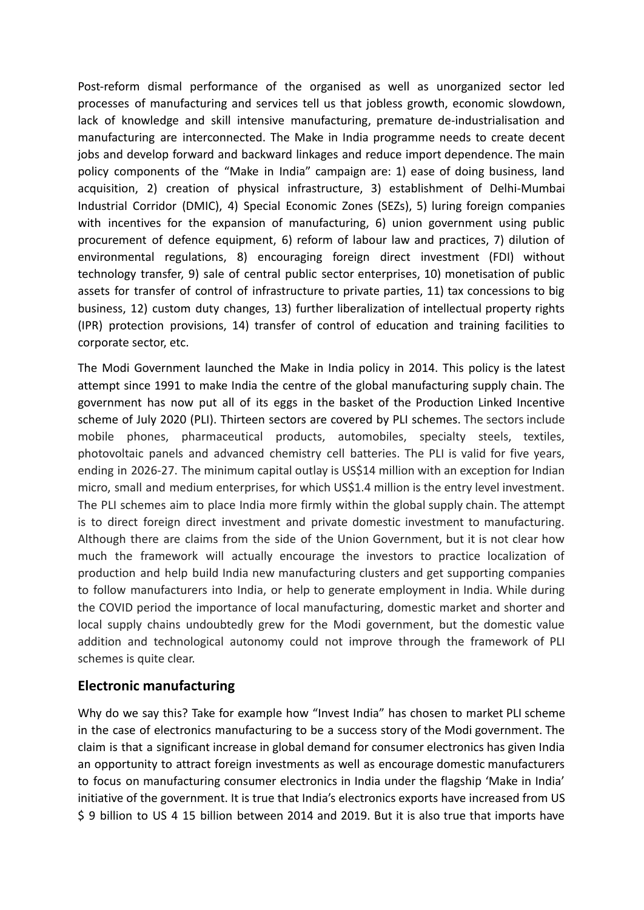Post-reform dismal performance of the organised as well as unorganized sector led processes of manufacturing and services tell us that jobless growth, economic slowdown, lack of knowledge and skill intensive manufacturing, premature de-industrialisation and manufacturing are interconnected. The Make in India programme needs to create decent jobs and develop forward and backward linkages and reduce import dependence. The main policy components of the "Make in India" campaign are: 1) ease of doing business, land acquisition, 2) creation of physical infrastructure, 3) establishment of Delhi-Mumbai Industrial Corridor (DMIC), 4) Special Economic Zones (SEZs), 5) luring foreign companies with incentives for the expansion of manufacturing, 6) union government using public procurement of defence equipment, 6) reform of labour law and practices, 7) dilution of environmental regulations, 8) encouraging foreign direct investment (FDI) without technology transfer, 9) sale of central public sector enterprises, 10) monetisation of public assets for transfer of control of infrastructure to private parties, 11) tax concessions to big business, 12) custom duty changes, 13) further liberalization of intellectual property rights (IPR) protection provisions, 14) transfer of control of education and training facilities to corporate sector, etc.

The Modi Government launched the Make in India policy in 2014. This policy is the latest attempt since 1991 to make India the centre of the global manufacturing supply chain. The government has now put all of its eggs in the basket of the Production Linked Incentive scheme of July 2020 (PLI). Thirteen sectors are covered by PLI schemes. The sectors include mobile phones, pharmaceutical products, automobiles, specialty steels, textiles, photovoltaic panels and advanced chemistry cell batteries. The PLI is valid for five years, ending in 2026-27. The minimum capital outlay is US$14 million with an exception for Indian micro, small and medium enterprises, for which US$1.4 million is the entry level investment. The PLI schemes aim to place India more firmly within the global supply chain. The attempt is to direct foreign direct investment and private domestic investment to manufacturing. Although there are claims from the side of the Union Government, but it is not clear how much the framework will actually encourage the investors to practice localization of production and help build India new manufacturing clusters and get supporting companies to follow manufacturers into India, or help to generate employment in India. While during the COVID period the importance of local manufacturing, domestic market and shorter and local supply chains undoubtedly grew for the Modi government, but the domestic value addition and technological autonomy could not improve through the framework of PLI schemes is quite clear.

## Electronic manufacturing

Why do we say this? Take for example how "Invest India" has chosen to market PLI scheme in the case of electronics manufacturing to be a success story of the Modi government. The claim is that a significant increase in global demand for consumer electronics has given India an opportunity to attract foreign investments as well as encourage domestic manufacturers to focus on manufacturing consumer electronics in India under the flagship 'Make in India' initiative of the government. It is true that India's electronics exports have increased from US $ 9 billion to US 4 15 billion between 2014 and 2019. But it is also true that imports have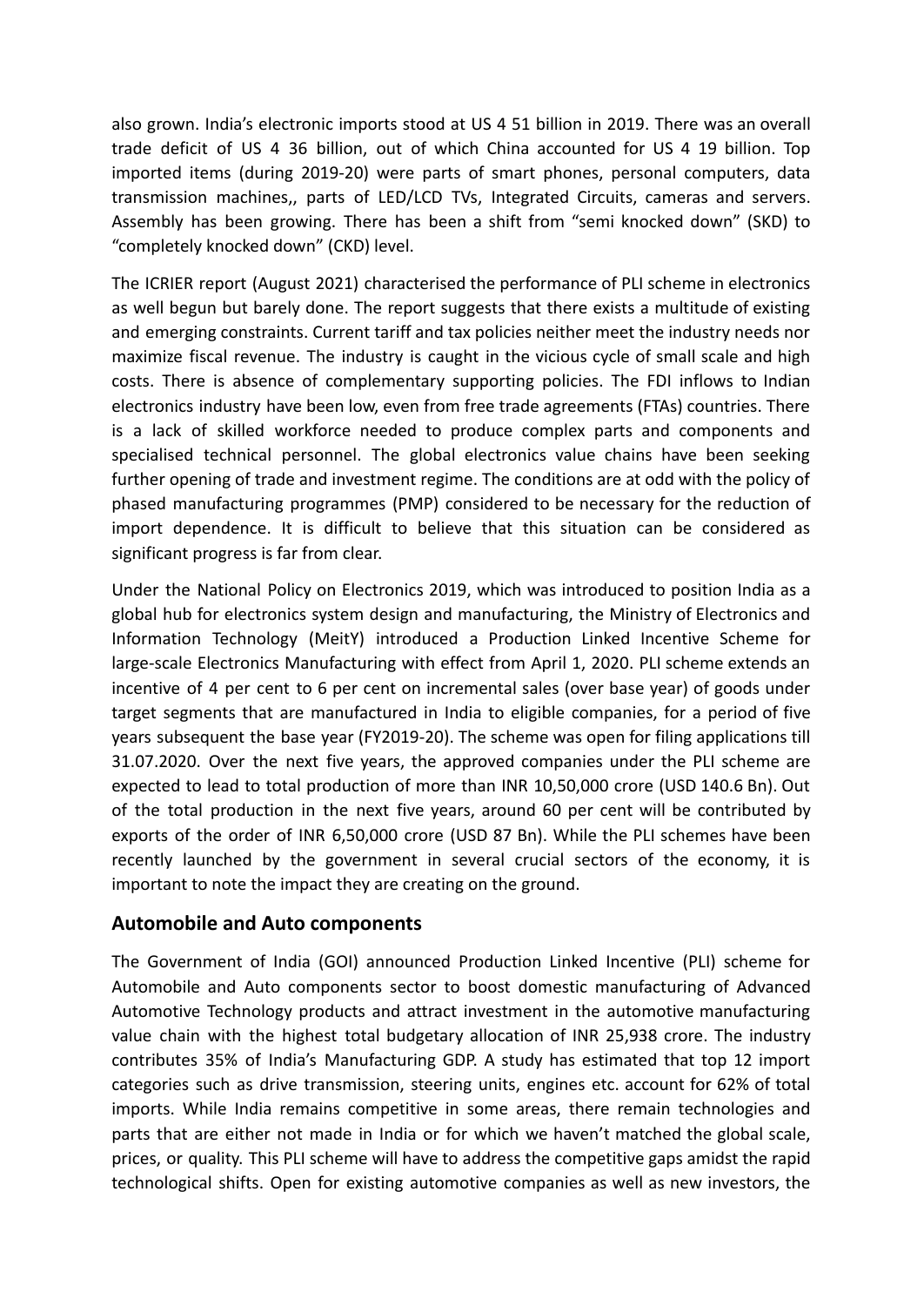also grown. India's electronic imports stood at US 4 51 billion in 2019. There was an overall trade deficit of US 4 36 billion, out of which China accounted for US 4 19 billion. Top imported items (during 2019-20) were parts of smart phones, personal computers, data transmission machines,, parts of LED/LCD TVs, Integrated Circuits, cameras and servers. Assembly has been growing. There has been a shift from "semi knocked down" (SKD) to "completely knocked down" (CKD) level.

The ICRIER report (August 2021) characterised the performance of PLI scheme in electronics as well begun but barely done. The report suggests that there exists a multitude of existing and emerging constraints. Current tariff and tax policies neither meet the industry needs nor maximize fiscal revenue. The industry is caught in the vicious cycle of small scale and high costs. There is absence of complementary supporting policies. The FDI inflows to Indian electronics industry have been low, even from free trade agreements (FTAs) countries. There is a lack of skilled workforce needed to produce complex parts and components and specialised technical personnel. The global electronics value chains have been seeking further opening of trade and investment regime. The conditions are at odd with the policy of phased manufacturing programmes (PMP) considered to be necessary for the reduction of import dependence. It is difficult to believe that this situation can be considered as significant progress is far from clear.

Under the National Policy on Electronics 2019, which was introduced to position India as a global hub for electronics system design and manufacturing, the Ministry of Electronics and Information Technology (MeitY) introduced a Production Linked Incentive Scheme for large-scale Electronics Manufacturing with effect from April 1, 2020. PLI scheme extends an incentive of 4 per cent to 6 per cent on incremental sales (over base year) of goods under target segments that are manufactured in India to eligible companies, for a period of five years subsequent the base year (FY2019-20). The scheme was open for filing applications till 31.07.2020. Over the next five years, the approved companies under the PLI scheme are expected to lead to total production of more than INR 10,50,000 crore (USD 140.6 Bn). Out of the total production in the next five years, around 60 per cent will be contributed by exports of the order of INR 6,50,000 crore (USD 87 Bn). While the PLI schemes have been recently launched by the government in several crucial sectors of the economy, it is important to note the impact they are creating on the ground.

## Automobile and Auto components

The Government of India (GOI) announced Production Linked Incentive (PLI) scheme for Automobile and Auto components sector to boost domestic manufacturing of Advanced Automotive Technology products and attract investment in the automotive manufacturing value chain with the highest total budgetary allocation of INR 25,938 crore. The industry contributes 35% of India's Manufacturing GDP. A study has estimated that top 12 import categories such as drive transmission, steering units, engines etc. account for 62% of total imports. While India remains competitive in some areas, there remain technologies and parts that are either not made in India or for which we haven't matched the global scale, prices, or quality. This PLI scheme will have to address the competitive gaps amidst the rapid technological shifts. Open for existing automotive companies as well as new investors, the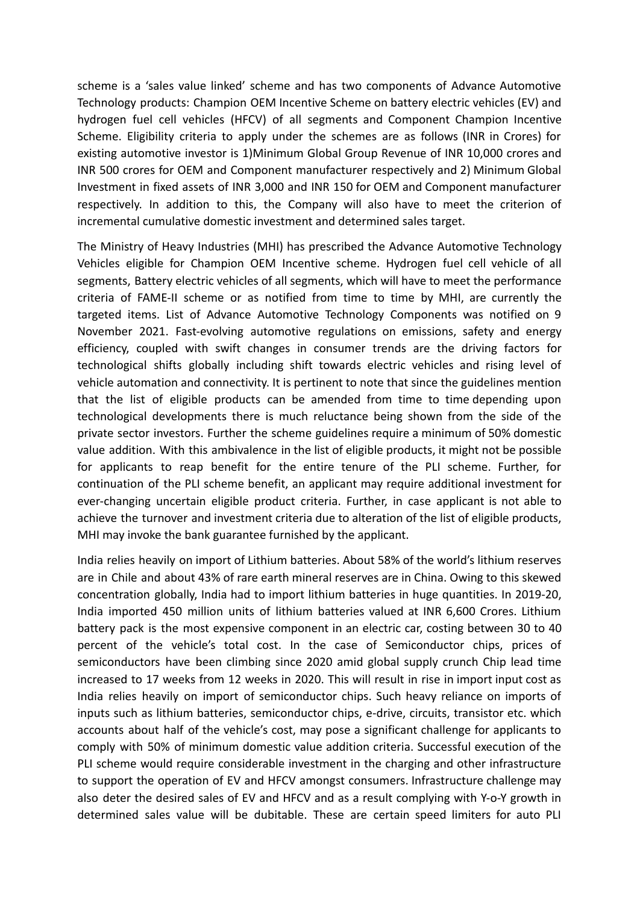scheme is a 'sales value linked' scheme and has two components of Advance Automotive Technology products: Champion OEM Incentive Scheme on battery electric vehicles (EV) and hydrogen fuel cell vehicles (HFCV) of all segments and Component Champion Incentive Scheme. Eligibility criteria to apply under the schemes are as follows (INR in Crores) for existing automotive investor is 1)Minimum Global Group Revenue of INR 10,000 crores and INR 500 crores for OEM and Component manufacturer respectively and 2) Minimum Global Investment in fixed assets of INR 3,000 and INR 150 for OEM and Component manufacturer respectively. In addition to this, the Company will also have to meet the criterion of incremental cumulative domestic investment and determined sales target.

The Ministry of Heavy Industries (MHI) has prescribed the Advance Automotive Technology Vehicles eligible for Champion OEM Incentive scheme. Hydrogen fuel cell vehicle of all segments, Battery electric vehicles of all segments, which will have to meet the performance criteria of FAME-II scheme or as notified from time to time by MHI, are currently the targeted items. List of Advance Automotive Technology Components was notified on 9 November 2021. Fast-evolving automotive regulations on emissions, safety and energy efficiency, coupled with swift changes in consumer trends are the driving factors for technological shifts globally including shift towards electric vehicles and rising level of vehicle automation and connectivity. It is pertinent to note that since the guidelines mention that the list of eligible products can be amended from time to time depending upon technological developments there is much reluctance being shown from the side of the private sector investors. Further the scheme guidelines require a minimum of 50% domestic value addition. With this ambivalence in the list of eligible products, it might not be possible for applicants to reap benefit for the entire tenure of the PLI scheme. Further, for continuation of the PLI scheme benefit, an applicant may require additional investment for ever-changing uncertain eligible product criteria. Further, in case applicant is not able to achieve the turnover and investment criteria due to alteration of the list of eligible products, MHI may invoke the bank guarantee furnished by the applicant.

India relies heavily on import of Lithium batteries. About 58% of the world's lithium reserves are in Chile and about 43% of rare earth mineral reserves are in China. Owing to this skewed concentration globally, India had to import lithium batteries in huge quantities. In 2019-20, India imported 450 million units of lithium batteries valued at INR 6,600 Crores. Lithium battery pack is the most expensive component in an electric car, costing between 30 to 40 percent of the vehicle's total cost. In the case of Semiconductor chips, prices of semiconductors have been climbing since 2020 amid global supply crunch Chip lead time increased to 17 weeks from 12 weeks in 2020. This will result in rise in import input cost as India relies heavily on import of semiconductor chips. Such heavy reliance on imports of inputs such as lithium batteries, semiconductor chips, e-drive, circuits, transistor etc. which accounts about half of the vehicle's cost, may pose a significant challenge for applicants to comply with 50% of minimum domestic value addition criteria. Successful execution of the PLI scheme would require considerable investment in the charging and other infrastructure to support the operation of EV and HFCV amongst consumers. Infrastructure challenge may also deter the desired sales of EV and HFCV and as a result complying with Y-o-Y growth in determined sales value will be dubitable. These are certain speed limiters for auto PLI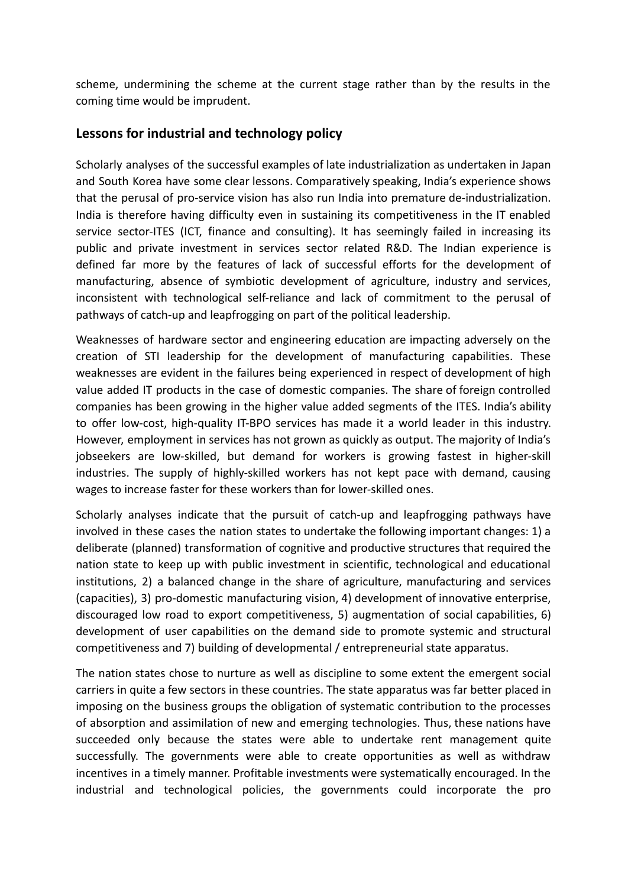scheme, undermining the scheme at the current stage rather than by the results in the coming time would be imprudent.

## Lessons for industrial and technology policy

Scholarly analyses of the successful examples of late industrialization as undertaken in Japan and South Korea have some clear lessons. Comparatively speaking, India's experience shows that the perusal of pro-service vision has also run India into premature de-industrialization. India is therefore having difficulty even in sustaining its competitiveness in the IT enabled service sector-ITES (ICT, finance and consulting). It has seemingly failed in increasing its public and private investment in services sector related R&D. The Indian experience is defined far more by the features of lack of successful efforts for the development of manufacturing, absence of symbiotic development of agriculture, industry and services, inconsistent with technological self-reliance and lack of commitment to the perusal of pathways of catch-up and leapfrogging on part of the political leadership.

Weaknesses of hardware sector and engineering education are impacting adversely on the creation of STI leadership for the development of manufacturing capabilities. These weaknesses are evident in the failures being experienced in respect of development of high value added IT products in the case of domestic companies. The share of foreign controlled companies has been growing in the higher value added segments of the ITES. India's ability to offer low-cost, high-quality IT-BPO services has made it a world leader in this industry. However, employment in services has not grown as quickly as output. The majority of India's jobseekers are low-skilled, but demand for workers is growing fastest in higher-skill industries. The supply of highly-skilled workers has not kept pace with demand, causing wages to increase faster for these workers than for lower-skilled ones.

Scholarly analyses indicate that the pursuit of catch-up and leapfrogging pathways have involved in these cases the nation states to undertake the following important changes: 1) a deliberate (planned) transformation of cognitive and productive structures that required the nation state to keep up with public investment in scientific, technological and educational institutions, 2) a balanced change in the share of agriculture, manufacturing and services (capacities), 3) pro-domestic manufacturing vision, 4) development of innovative enterprise, discouraged low road to export competitiveness, 5) augmentation of social capabilities, 6) development of user capabilities on the demand side to promote systemic and structural competitiveness and 7) building of developmental / entrepreneurial state apparatus.

The nation states chose to nurture as well as discipline to some extent the emergent social carriers in quite a few sectors in these countries. The state apparatus was far better placed in imposing on the business groups the obligation of systematic contribution to the processes of absorption and assimilation of new and emerging technologies. Thus, these nations have succeeded only because the states were able to undertake rent management quite successfully. The governments were able to create opportunities as well as withdraw incentives in a timely manner. Profitable investments were systematically encouraged. In the industrial and technological policies, the governments could incorporate the pro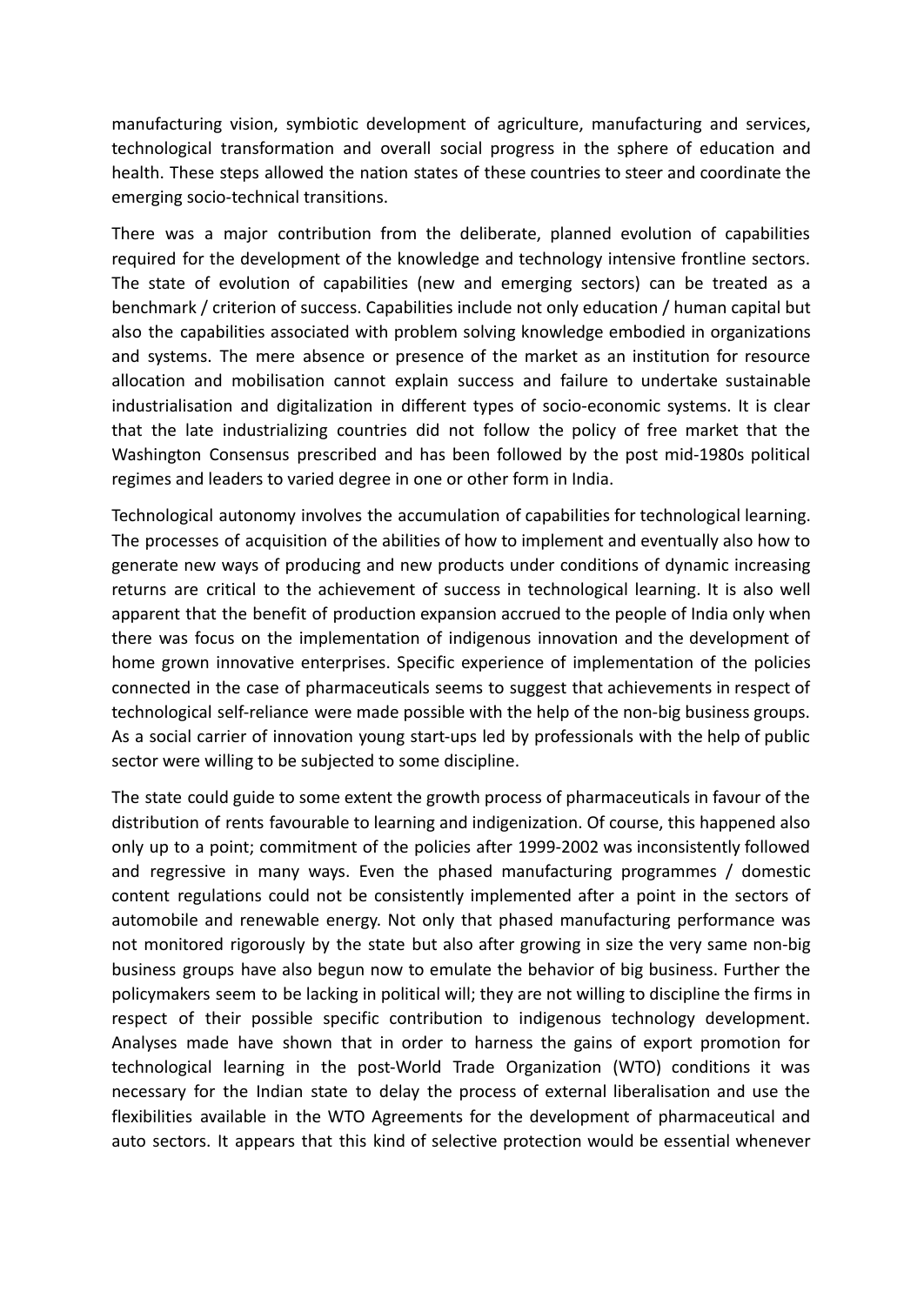manufacturing vision, symbiotic development of agriculture, manufacturing and services, technological transformation and overall social progress in the sphere of education and health. These steps allowed the nation states of these countries to steer and coordinate the emerging socio-technical transitions.

There was a major contribution from the deliberate, planned evolution of capabilities required for the development of the knowledge and technology intensive frontline sectors. The state of evolution of capabilities (new and emerging sectors) can be treated as a benchmark / criterion of success. Capabilities include not only education / human capital but also the capabilities associated with problem solving knowledge embodied in organizations and systems. The mere absence or presence of the market as an institution for resource allocation and mobilisation cannot explain success and failure to undertake sustainable industrialisation and digitalization in different types of socio-economic systems. It is clear that the late industrializing countries did not follow the policy of free market that the Washington Consensus prescribed and has been followed by the post mid-1980s political regimes and leaders to varied degree in one or other form in India.

Technological autonomy involves the accumulation of capabilities for technological learning. The processes of acquisition of the abilities of how to implement and eventually also how to generate new ways of producing and new products under conditions of dynamic increasing returns are critical to the achievement of success in technological learning. It is also well apparent that the benefit of production expansion accrued to the people of India only when there was focus on the implementation of indigenous innovation and the development of home grown innovative enterprises. Specific experience of implementation of the policies connected in the case of pharmaceuticals seems to suggest that achievements in respect of technological self-reliance were made possible with the help of the non-big business groups. As a social carrier of innovation young start-ups led by professionals with the help of public sector were willing to be subjected to some discipline.

The state could guide to some extent the growth process of pharmaceuticals in favour of the distribution of rents favourable to learning and indigenization. Of course, this happened also only up to a point; commitment of the policies after 1999-2002 was inconsistently followed and regressive in many ways. Even the phased manufacturing programmes / domestic content regulations could not be consistently implemented after a point in the sectors of automobile and renewable energy. Not only that phased manufacturing performance was not monitored rigorously by the state but also after growing in size the very same non-big business groups have also begun now to emulate the behavior of big business. Further the policymakers seem to be lacking in political will; they are not willing to discipline the firms in respect of their possible specific contribution to indigenous technology development. Analyses made have shown that in order to harness the gains of export promotion for technological learning in the post-World Trade Organization (WTO) conditions it was necessary for the Indian state to delay the process of external liberalisation and use the flexibilities available in the WTO Agreements for the development of pharmaceutical and auto sectors. It appears that this kind of selective protection would be essential whenever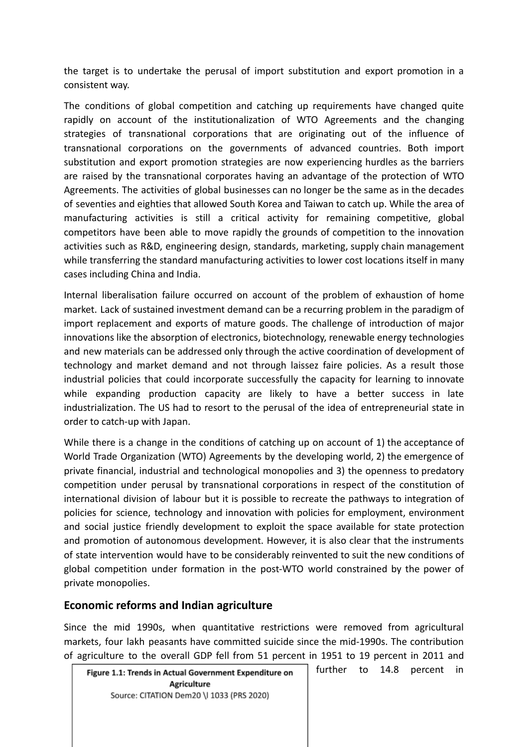the target is to undertake the perusal of import substitution and export promotion in a consistent way.

The conditions of global competition and catching up requirements have changed quite rapidly on account of the institutionalization of WTO Agreements and the changing strategies of transnational corporations that are originating out of the influence of transnational corporations on the governments of advanced countries. Both import substitution and export promotion strategies are now experiencing hurdles as the barriers are raised by the transnational corporates having an advantage of the protection of WTO Agreements. The activities of global businesses can no longer be the same as in the decades of seventies and eighties that allowed South Korea and Taiwan to catch up. While the area of manufacturing activities is still a critical activity for remaining competitive, global competitors have been able to move rapidly the grounds of competition to the innovation activities such as R&D, engineering design, standards, marketing, supply chain management while transferring the standard manufacturing activities to lower cost locations itself in many cases including China and India.

Internal liberalisation failure occurred on account of the problem of exhaustion of home market. Lack of sustained investment demand can be a recurring problem in the paradigm of import replacement and exports of mature goods. The challenge of introduction of major innovations like the absorption of electronics, biotechnology, renewable energy technologies and new materials can be addressed only through the active coordination of development of technology and market demand and not through laissez faire policies. As a result those industrial policies that could incorporate successfully the capacity for learning to innovate while expanding production capacity are likely to have a better success in late industrialization. The US had to resort to the perusal of the idea of entrepreneurial state in order to catch-up with Japan.

While there is a change in the conditions of catching up on account of 1) the acceptance of World Trade Organization (WTO) Agreements by the developing world, 2) the emergence of private financial, industrial and technological monopolies and 3) the openness to predatory competition under perusal by transnational corporations in respect of the constitution of international division of labour but it is possible to recreate the pathways to integration of policies for science, technology and innovation with policies for employment, environment and social justice friendly development to exploit the space available for state protection and promotion of autonomous development. However, it is also clear that the instruments of state intervention would have to be considerably reinvented to suit the new conditions of global competition under formation in the post-WTO world constrained by the power of private monopolies.

## Economic reforms and Indian agriculture

Since the mid 1990s, when quantitative restrictions were removed from agricultural markets, four lakh peasants have committed suicide since the mid-1990s. The contribution of agriculture to the overall GDP fell from 51 percent in 1951 to 19 percent in 2011 and further to 14.8 percent in

**Figure 1.1: Trends in Actual Government Expenditure on Agriculture**

Source: CITATION Dem20 \l 1033 (PRS 2020)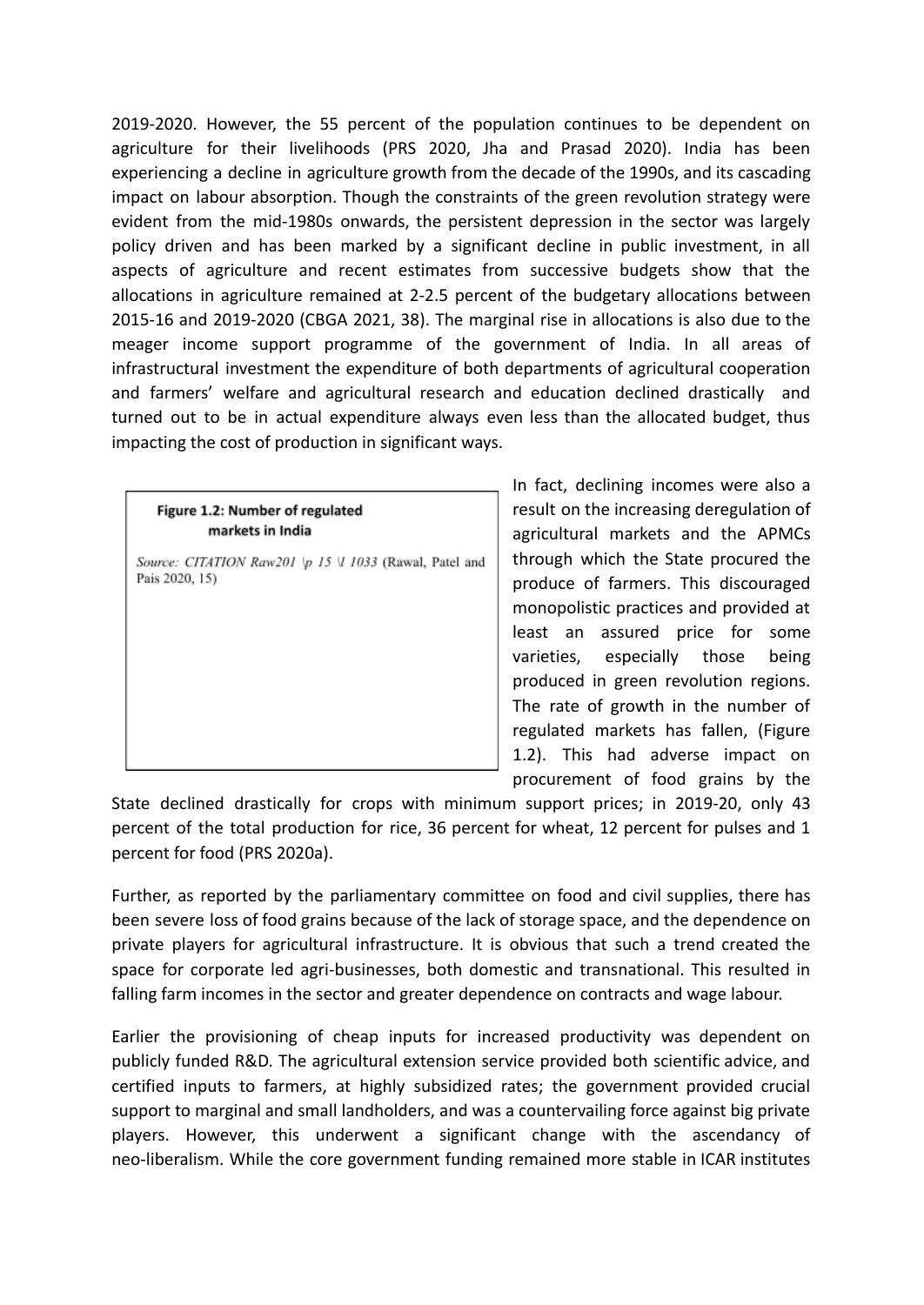2019-2020. However, the 55 percent of the population continues to be dependent on agriculture for their livelihoods (PRS 2020, Jha and Prasad 2020). India has been experiencing a decline in agriculture growth from the decade of the 1990s, and its cascading impact on labour absorption. Though the constraints of the green revolution strategy were evident from the mid-1980s onwards, the persistent depression in the sector was largely policy driven and has been marked by a significant decline in public investment, in all aspects of agriculture and recent estimates from successive budgets show that the allocations in agriculture remained at 2-2.5 percent of the budgetary allocations between 2015-16 and 2019-2020 (CBGA 2021, 38). The marginal rise in allocations is also due to the meager income support programme of the government of India. In all areas of infrastructural investment the expenditure of both departments of agricultural cooperation and farmers' welfare and agricultural research and education declined drastically and turned out to be in actual expenditure always even less than the allocated budget, thus impacting the cost of production in significant ways.

**Figure 1.2: Number of regulated markets in India**

*Source: CITATION Raw201 \p 15 \l 1033* (Rawal, Patel and Pais 2020, 15)

In fact, declining incomes were also a result on the increasing deregulation of agricultural markets and the APMCs through which the State procured the produce of farmers. This discouraged monopolistic practices and provided at least an assured price for some varieties, especially those being produced in green revolution regions. The rate of growth in the number of regulated markets has fallen, (Figure 1.2). This had adverse impact on procurement of food grains by the State declined drastically for crops with minimum support prices; in 2019-20, only 43 percent of the total production for rice, 36 percent for wheat, 12 percent for pulses and 1 percent for food (PRS 2020a).

Further, as reported by the parliamentary committee on food and civil supplies, there has been severe loss of food grains because of the lack of storage space, and the dependence on private players for agricultural infrastructure. It is obvious that such a trend created the space for corporate led agri-businesses, both domestic and transnational. This resulted in falling farm incomes in the sector and greater dependence on contracts and wage labour.

Earlier the provisioning of cheap inputs for increased productivity was dependent on publicly funded R&D. The agricultural extension service provided both scientific advice, and certified inputs to farmers, at highly subsidized rates; the government provided crucial support to marginal and small landholders, and was a countervailing force against big private players. However, this underwent a significant change with the ascendancy of neo-liberalism. While the core government funding remained more stable in ICAR institutes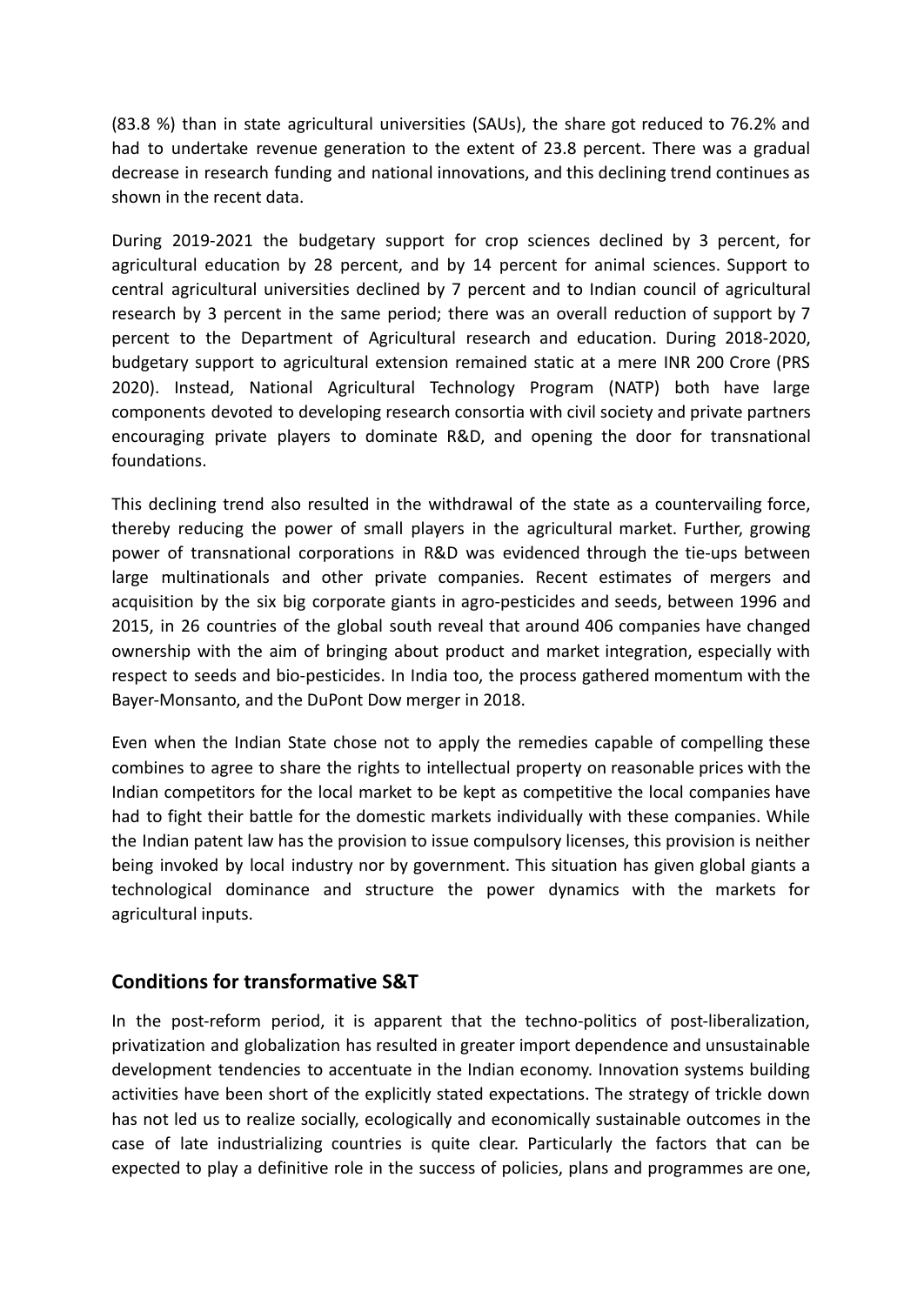(83.8 %) than in state agricultural universities (SAUs), the share got reduced to 76.2% and had to undertake revenue generation to the extent of 23.8 percent. There was a gradual decrease in research funding and national innovations, and this declining trend continues as shown in the recent data.

During 2019-2021 the budgetary support for crop sciences declined by 3 percent, for agricultural education by 28 percent, and by 14 percent for animal sciences. Support to central agricultural universities declined by 7 percent and to Indian council of agricultural research by 3 percent in the same period; there was an overall reduction of support by 7 percent to the Department of Agricultural research and education. During 2018-2020, budgetary support to agricultural extension remained static at a mere INR 200 Crore (PRS 2020). Instead, National Agricultural Technology Program (NATP) both have large components devoted to developing research consortia with civil society and private partners encouraging private players to dominate R&D, and opening the door for transnational foundations.

This declining trend also resulted in the withdrawal of the state as a countervailing force, thereby reducing the power of small players in the agricultural market. Further, growing power of transnational corporations in R&D was evidenced through the tie-ups between large multinationals and other private companies. Recent estimates of mergers and acquisition by the six big corporate giants in agro-pesticides and seeds, between 1996 and 2015, in 26 countries of the global south reveal that around 406 companies have changed ownership with the aim of bringing about product and market integration, especially with respect to seeds and bio-pesticides. In India too, the process gathered momentum with the Bayer-Monsanto, and the DuPont Dow merger in 2018.

Even when the Indian State chose not to apply the remedies capable of compelling these combines to agree to share the rights to intellectual property on reasonable prices with the Indian competitors for the local market to be kept as competitive the local companies have had to fight their battle for the domestic markets individually with these companies. While the Indian patent law has the provision to issue compulsory licenses, this provision is neither being invoked by local industry nor by government. This situation has given global giants a technological dominance and structure the power dynamics with the markets for agricultural inputs.

## Conditions for transformative S&T

In the post-reform period, it is apparent that the techno-politics of post-liberalization, privatization and globalization has resulted in greater import dependence and unsustainable development tendencies to accentuate in the Indian economy. Innovation systems building activities have been short of the explicitly stated expectations. The strategy of trickle down has not led us to realize socially, ecologically and economically sustainable outcomes in the case of late industrializing countries is quite clear. Particularly the factors that can be expected to play a definitive role in the success of policies, plans and programmes are one,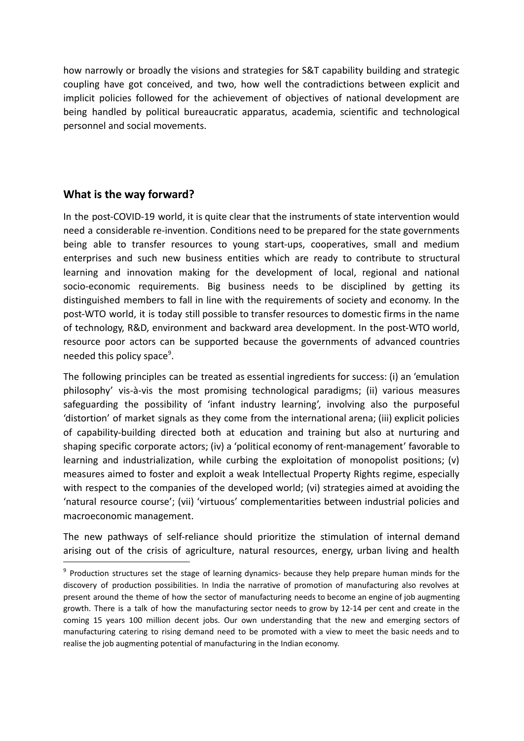how narrowly or broadly the visions and strategies for S&T capability building and strategic coupling have got conceived, and two, how well the contradictions between explicit and implicit policies followed for the achievement of objectives of national development are being handled by political bureaucratic apparatus, academia, scientific and technological personnel and social movements.

## What is the way forward?

In the post-COVID-19 world, it is quite clear that the instruments of state intervention would need a considerable re-invention. Conditions need to be prepared for the state governments being able to transfer resources to young start-ups, cooperatives, small and medium enterprises and such new business entities which are ready to contribute to structural learning and innovation making for the development of local, regional and national socio-economic requirements. Big business needs to be disciplined by getting its distinguished members to fall in line with the requirements of society and economy. In the post-WTO world, it is today still possible to transfer resources to domestic firms in the name of technology, R&D, environment and backward area development. In the post-WTO world, resource poor actors can be supported because the governments of advanced countries needed this policy space[9].

The following principles can be treated as essential ingredients for success: (i) an 'emulation philosophy' vis-à-vis the most promising technological paradigms; (ii) various measures safeguarding the possibility of 'infant industry learning', involving also the purposeful 'distortion' of market signals as they come from the international arena; (iii) explicit policies of capability-building directed both at education and training but also at nurturing and shaping specific corporate actors; (iv) a 'political economy of rent-management' favorable to learning and industrialization, while curbing the exploitation of monopolist positions; (v) measures aimed to foster and exploit a weak Intellectual Property Rights regime, especially with respect to the companies of the developed world; (vi) strategies aimed at avoiding the 'natural resource course'; (vii) 'virtuous' complementarities between industrial policies and macroeconomic management.

The new pathways of self-reliance should prioritize the stimulation of internal demand arising out of the crisis of agriculture, natural resources, energy, urban living and health

---

[9] Production structures set the stage of learning dynamics- because they help prepare human minds for the discovery of production possibilities. In India the narrative of promotion of manufacturing also revolves at present around the theme of how the sector of manufacturing needs to become an engine of job augmenting growth. There is a talk of how the manufacturing sector needs to grow by 12-14 per cent and create in the coming 15 years 100 million decent jobs. Our own understanding that the new and emerging sectors of manufacturing catering to rising demand need to be promoted with a view to meet the basic needs and to realise the job augmenting potential of manufacturing in the Indian economy.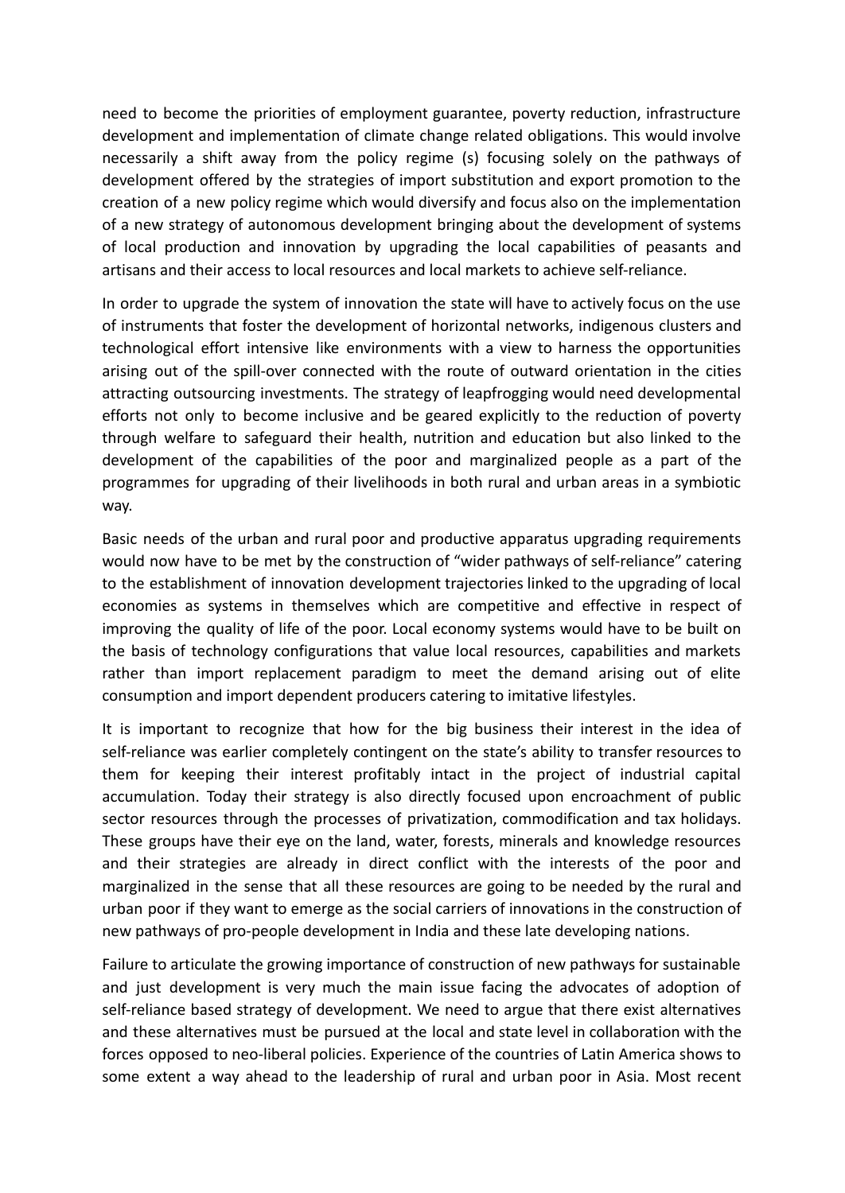need to become the priorities of employment guarantee, poverty reduction, infrastructure development and implementation of climate change related obligations. This would involve necessarily a shift away from the policy regime (s) focusing solely on the pathways of development offered by the strategies of import substitution and export promotion to the creation of a new policy regime which would diversify and focus also on the implementation of a new strategy of autonomous development bringing about the development of systems of local production and innovation by upgrading the local capabilities of peasants and artisans and their access to local resources and local markets to achieve self-reliance.

In order to upgrade the system of innovation the state will have to actively focus on the use of instruments that foster the development of horizontal networks, indigenous clusters and technological effort intensive like environments with a view to harness the opportunities arising out of the spill-over connected with the route of outward orientation in the cities attracting outsourcing investments. The strategy of leapfrogging would need developmental efforts not only to become inclusive and be geared explicitly to the reduction of poverty through welfare to safeguard their health, nutrition and education but also linked to the development of the capabilities of the poor and marginalized people as a part of the programmes for upgrading of their livelihoods in both rural and urban areas in a symbiotic way.

Basic needs of the urban and rural poor and productive apparatus upgrading requirements would now have to be met by the construction of "wider pathways of self-reliance" catering to the establishment of innovation development trajectories linked to the upgrading of local economies as systems in themselves which are competitive and effective in respect of improving the quality of life of the poor. Local economy systems would have to be built on the basis of technology configurations that value local resources, capabilities and markets rather than import replacement paradigm to meet the demand arising out of elite consumption and import dependent producers catering to imitative lifestyles.

It is important to recognize that how for the big business their interest in the idea of self-reliance was earlier completely contingent on the state's ability to transfer resources to them for keeping their interest profitably intact in the project of industrial capital accumulation. Today their strategy is also directly focused upon encroachment of public sector resources through the processes of privatization, commodification and tax holidays. These groups have their eye on the land, water, forests, minerals and knowledge resources and their strategies are already in direct conflict with the interests of the poor and marginalized in the sense that all these resources are going to be needed by the rural and urban poor if they want to emerge as the social carriers of innovations in the construction of new pathways of pro-people development in India and these late developing nations.

Failure to articulate the growing importance of construction of new pathways for sustainable and just development is very much the main issue facing the advocates of adoption of self-reliance based strategy of development. We need to argue that there exist alternatives and these alternatives must be pursued at the local and state level in collaboration with the forces opposed to neo-liberal policies. Experience of the countries of Latin America shows to some extent a way ahead to the leadership of rural and urban poor in Asia. Most recent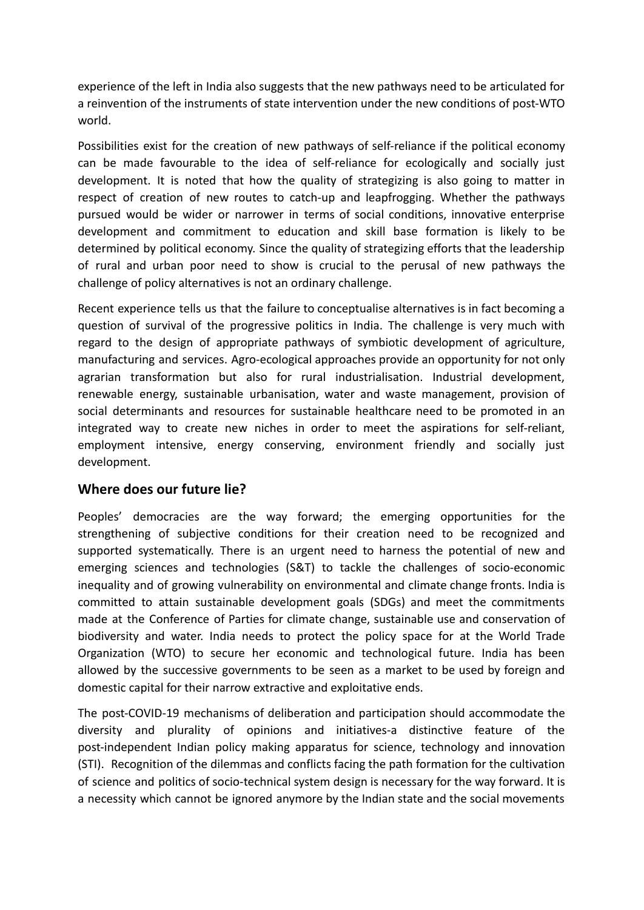experience of the left in India also suggests that the new pathways need to be articulated for a reinvention of the instruments of state intervention under the new conditions of post-WTO world.

Possibilities exist for the creation of new pathways of self-reliance if the political economy can be made favourable to the idea of self-reliance for ecologically and socially just development. It is noted that how the quality of strategizing is also going to matter in respect of creation of new routes to catch-up and leapfrogging. Whether the pathways pursued would be wider or narrower in terms of social conditions, innovative enterprise development and commitment to education and skill base formation is likely to be determined by political economy. Since the quality of strategizing efforts that the leadership of rural and urban poor need to show is crucial to the perusal of new pathways the challenge of policy alternatives is not an ordinary challenge.

Recent experience tells us that the failure to conceptualise alternatives is in fact becoming a question of survival of the progressive politics in India. The challenge is very much with regard to the design of appropriate pathways of symbiotic development of agriculture, manufacturing and services. Agro-ecological approaches provide an opportunity for not only agrarian transformation but also for rural industrialisation. Industrial development, renewable energy, sustainable urbanisation, water and waste management, provision of social determinants and resources for sustainable healthcare need to be promoted in an integrated way to create new niches in order to meet the aspirations for self-reliant, employment intensive, energy conserving, environment friendly and socially just development.

## Where does our future lie?

Peoples' democracies are the way forward; the emerging opportunities for the strengthening of subjective conditions for their creation need to be recognized and supported systematically. There is an urgent need to harness the potential of new and emerging sciences and technologies (S&T) to tackle the challenges of socio-economic inequality and of growing vulnerability on environmental and climate change fronts. India is committed to attain sustainable development goals (SDGs) and meet the commitments made at the Conference of Parties for climate change, sustainable use and conservation of biodiversity and water. India needs to protect the policy space for at the World Trade Organization (WTO) to secure her economic and technological future. India has been allowed by the successive governments to be seen as a market to be used by foreign and domestic capital for their narrow extractive and exploitative ends.

The post-COVID-19 mechanisms of deliberation and participation should accommodate the diversity and plurality of opinions and initiatives-a distinctive feature of the post-independent Indian policy making apparatus for science, technology and innovation (STI). Recognition of the dilemmas and conflicts facing the path formation for the cultivation of science and politics of socio-technical system design is necessary for the way forward. It is a necessity which cannot be ignored anymore by the Indian state and the social movements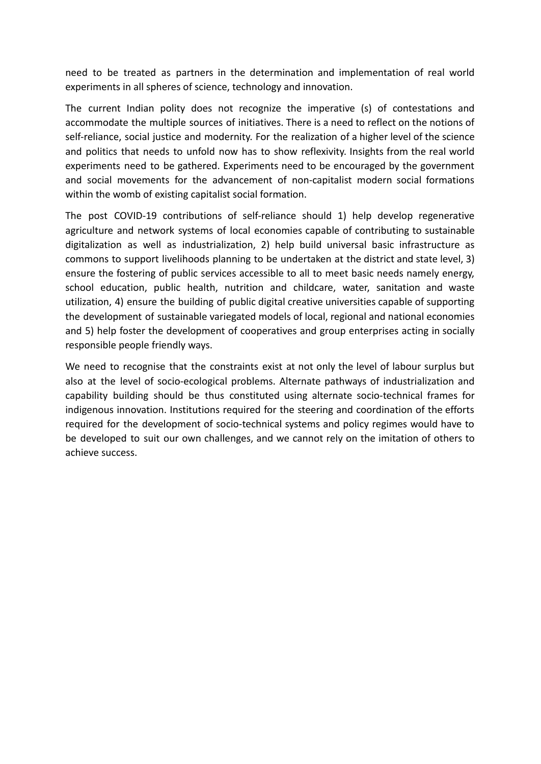need to be treated as partners in the determination and implementation of real world experiments in all spheres of science, technology and innovation.

The current Indian polity does not recognize the imperative (s) of contestations and accommodate the multiple sources of initiatives. There is a need to reflect on the notions of self-reliance, social justice and modernity. For the realization of a higher level of the science and politics that needs to unfold now has to show reflexivity. Insights from the real world experiments need to be gathered. Experiments need to be encouraged by the government and social movements for the advancement of non-capitalist modern social formations within the womb of existing capitalist social formation.

The post COVID-19 contributions of self-reliance should 1) help develop regenerative agriculture and network systems of local economies capable of contributing to sustainable digitalization as well as industrialization, 2) help build universal basic infrastructure as commons to support livelihoods planning to be undertaken at the district and state level, 3) ensure the fostering of public services accessible to all to meet basic needs namely energy, school education, public health, nutrition and childcare, water, sanitation and waste utilization, 4) ensure the building of public digital creative universities capable of supporting the development of sustainable variegated models of local, regional and national economies and 5) help foster the development of cooperatives and group enterprises acting in socially responsible people friendly ways.

We need to recognise that the constraints exist at not only the level of labour surplus but also at the level of socio-ecological problems. Alternate pathways of industrialization and capability building should be thus constituted using alternate socio-technical frames for indigenous innovation. Institutions required for the steering and coordination of the efforts required for the development of socio-technical systems and policy regimes would have to be developed to suit our own challenges, and we cannot rely on the imitation of others to achieve success.